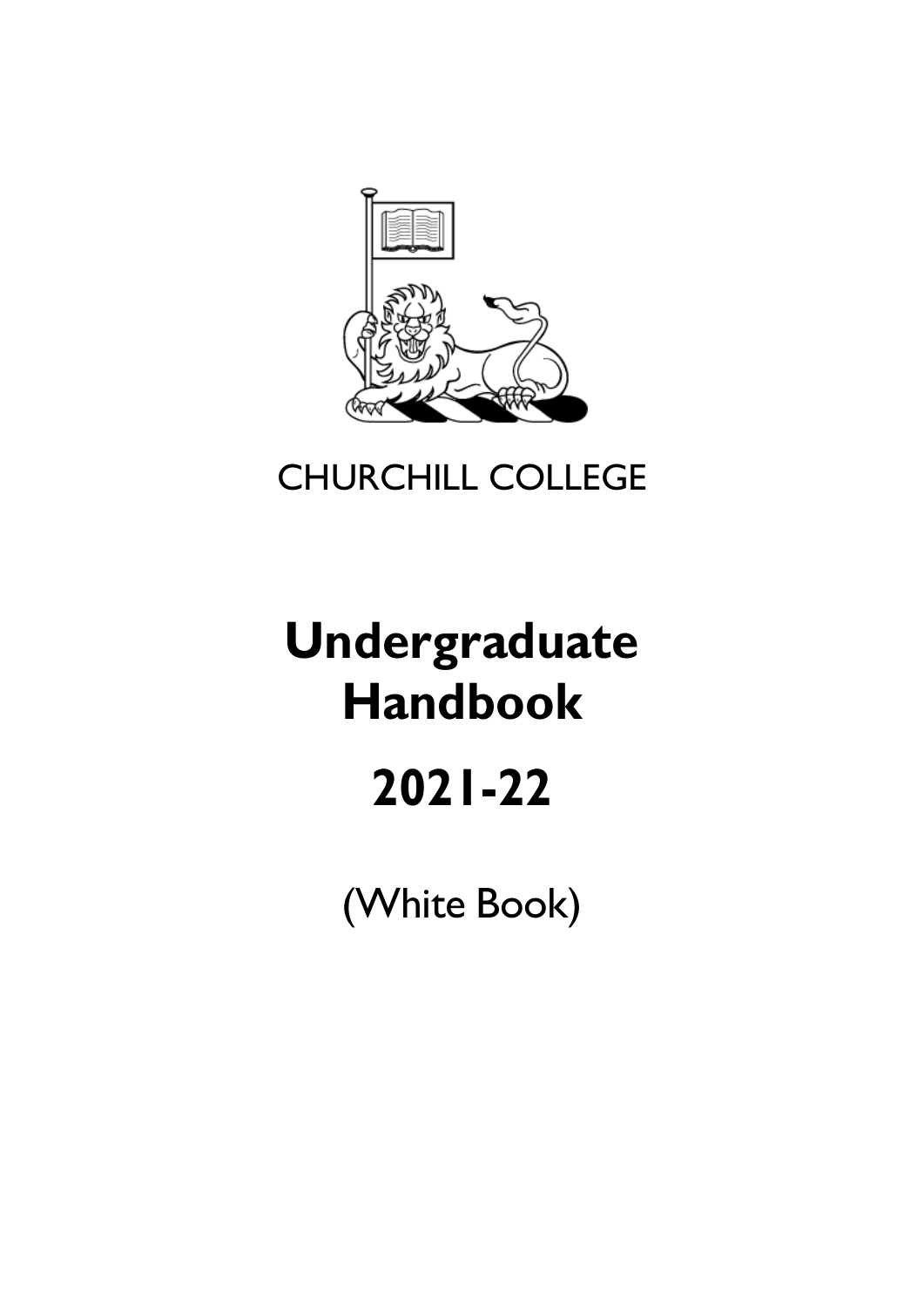CHURCHILL COLLEGE

# Undergraduate Handbook

# 2021-22

(White Book)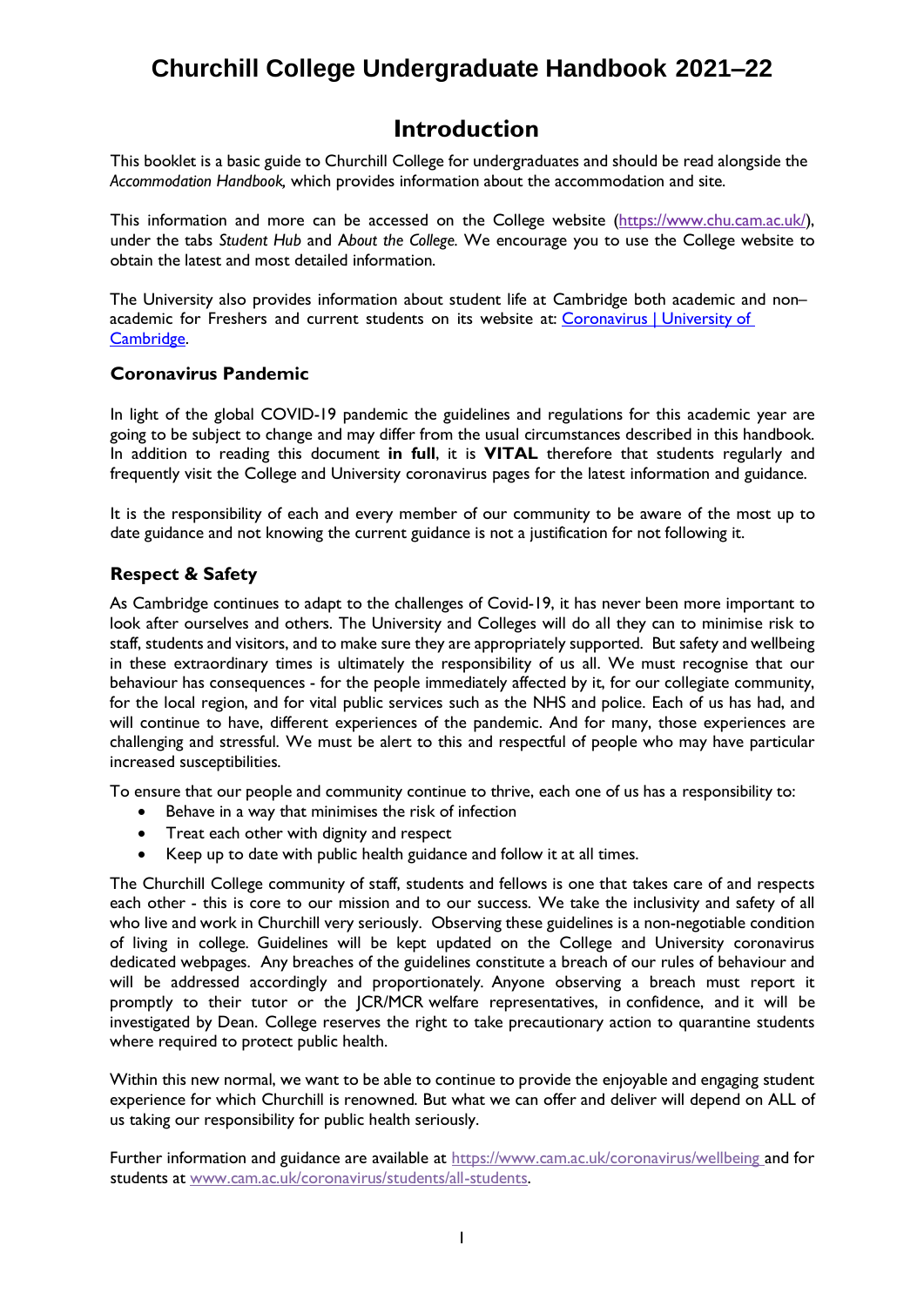# Churchill College Undergraduate Handbook 2021–22

## Introduction

This booklet is a basic guide to Churchill College for undergraduates and should be read alongside the *Accommodation Handbook,* which provides information about the accommodation and site.

This information and more can be accessed on the College website (https://www.chu.cam.ac.uk/), under the tabs *Student Hub* and A*bout the College*. We encourage you to use the College website to obtain the latest and most detailed information.

The University also provides information about student life at Cambridge both academic and non–academic for Freshers and current students on its website at: [Coronavirus | University of Cambridge](#).

### Coronavirus Pandemic

In light of the global COVID-19 pandemic the guidelines and regulations for this academic year are going to be subject to change and may differ from the usual circumstances described in this handbook. In addition to reading this document **in full**, it is **VITAL** therefore that students regularly and frequently visit the College and University coronavirus pages for the latest information and guidance.

It is the responsibility of each and every member of our community to be aware of the most up to date guidance and not knowing the current guidance is not a justification for not following it.

### Respect & Safety

As Cambridge continues to adapt to the challenges of Covid-19, it has never been more important to look after ourselves and others. The University and Colleges will do all they can to minimise risk to staff, students and visitors, and to make sure they are appropriately supported. But safety and wellbeing in these extraordinary times is ultimately the responsibility of us all. We must recognise that our behaviour has consequences - for the people immediately affected by it, for our collegiate community, for the local region, and for vital public services such as the NHS and police. Each of us has had, and will continue to have, different experiences of the pandemic. And for many, those experiences are challenging and stressful. We must be alert to this and respectful of people who may have particular increased susceptibilities.

To ensure that our people and community continue to thrive, each one of us has a responsibility to:

- Behave in a way that minimises the risk of infection
- Treat each other with dignity and respect
- Keep up to date with public health guidance and follow it at all times.

The Churchill College community of staff, students and fellows is one that takes care of and respects each other - this is core to our mission and to our success. We take the inclusivity and safety of all who live and work in Churchill very seriously. Observing these guidelines is a non-negotiable condition of living in college. Guidelines will be kept updated on the College and University coronavirus dedicated webpages. Any breaches of the guidelines constitute a breach of our rules of behaviour and will be addressed accordingly and proportionately. Anyone observing a breach must report it promptly to their tutor or the JCR/MCR welfare representatives, in confidence, and it will be investigated by Dean. College reserves the right to take precautionary action to quarantine students where required to protect public health.

Within this new normal, we want to be able to continue to provide the enjoyable and engaging student experience for which Churchill is renowned. But what we can offer and deliver will depend on ALL of us taking our responsibility for public health seriously.

Further information and guidance are available at https://www.cam.ac.uk/coronavirus/wellbeing and for students at www.cam.ac.uk/coronavirus/students/all-students.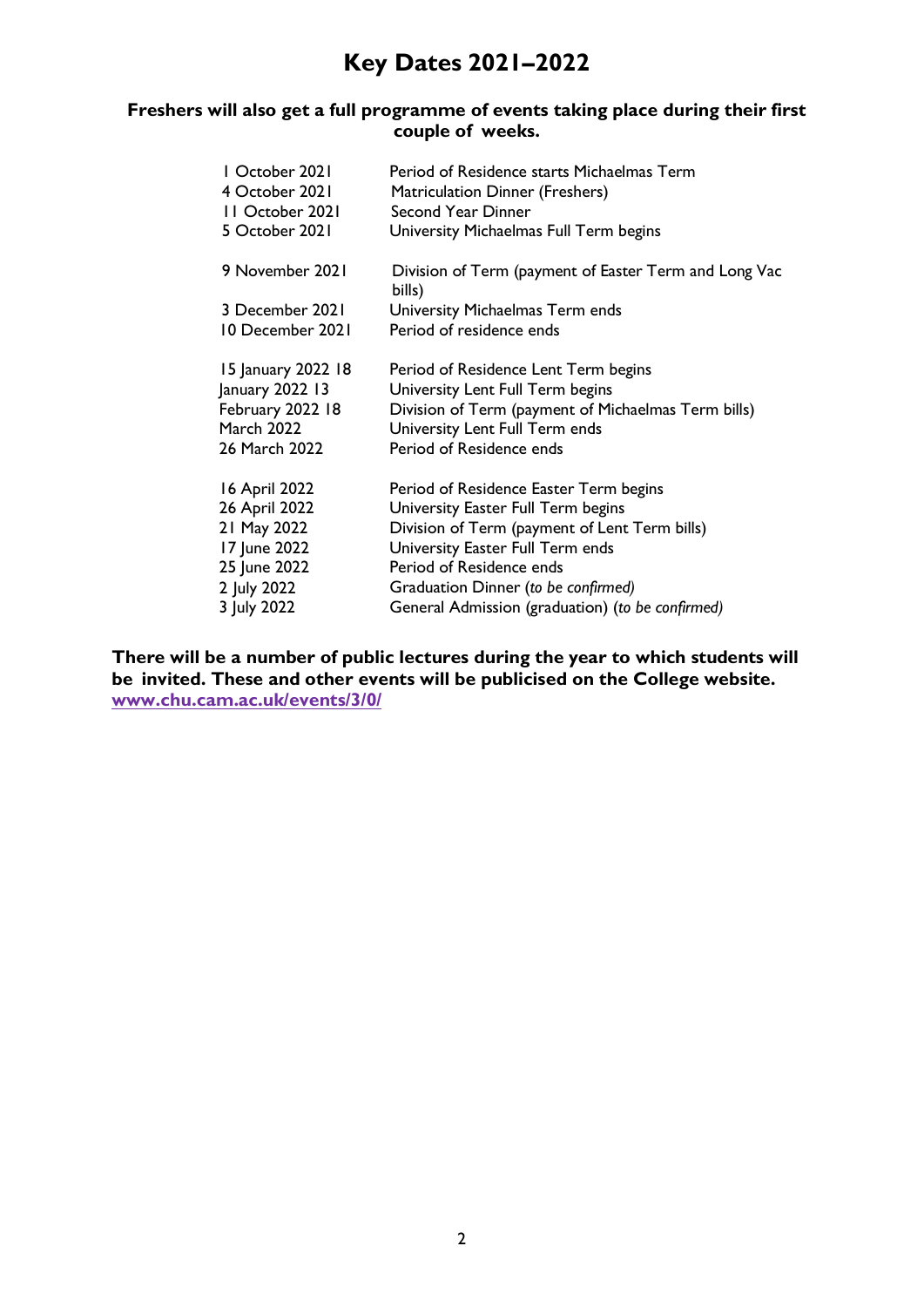# Key Dates 2021–2022

**Freshers will also get a full programme of events taking place during their first couple of weeks.**

| | |
|---|---|
| 1 October 2021 | Period of Residence starts Michaelmas Term |
| 4 October 2021 | Matriculation Dinner (Freshers) |
| 11 October 2021 | Second Year Dinner |
| 5 October 2021 | University Michaelmas Full Term begins |
| | |
| 9 November 2021 | Division of Term (payment of Easter Term and Long Vac bills) |
| 3 December 2021 | University Michaelmas Term ends |
| 10 December 2021 | Period of residence ends |
| | |
| 15 January 2022 18 | Period of Residence Lent Term begins |
| January 2022 13 | University Lent Full Term begins |
| February 2022 18 | Division of Term (payment of Michaelmas Term bills) |
| March 2022 | University Lent Full Term ends |
| 26 March 2022 | Period of Residence ends |
| | |
| 16 April 2022 | Period of Residence Easter Term begins |
| 26 April 2022 | University Easter Full Term begins |
| 21 May 2022 | Division of Term (payment of Lent Term bills) |
| 17 June 2022 | University Easter Full Term ends |
| 25 June 2022 | Period of Residence ends |
| 2 July 2022 | Graduation Dinner (*to be confirmed)* |
| 3 July 2022 | General Admission (graduation) (*to be confirmed)* |

**There will be a number of public lectures during the year to which students will be invited. These and other events will be publicised on the College website.**
**www.chu.cam.ac.uk/events/3/0/**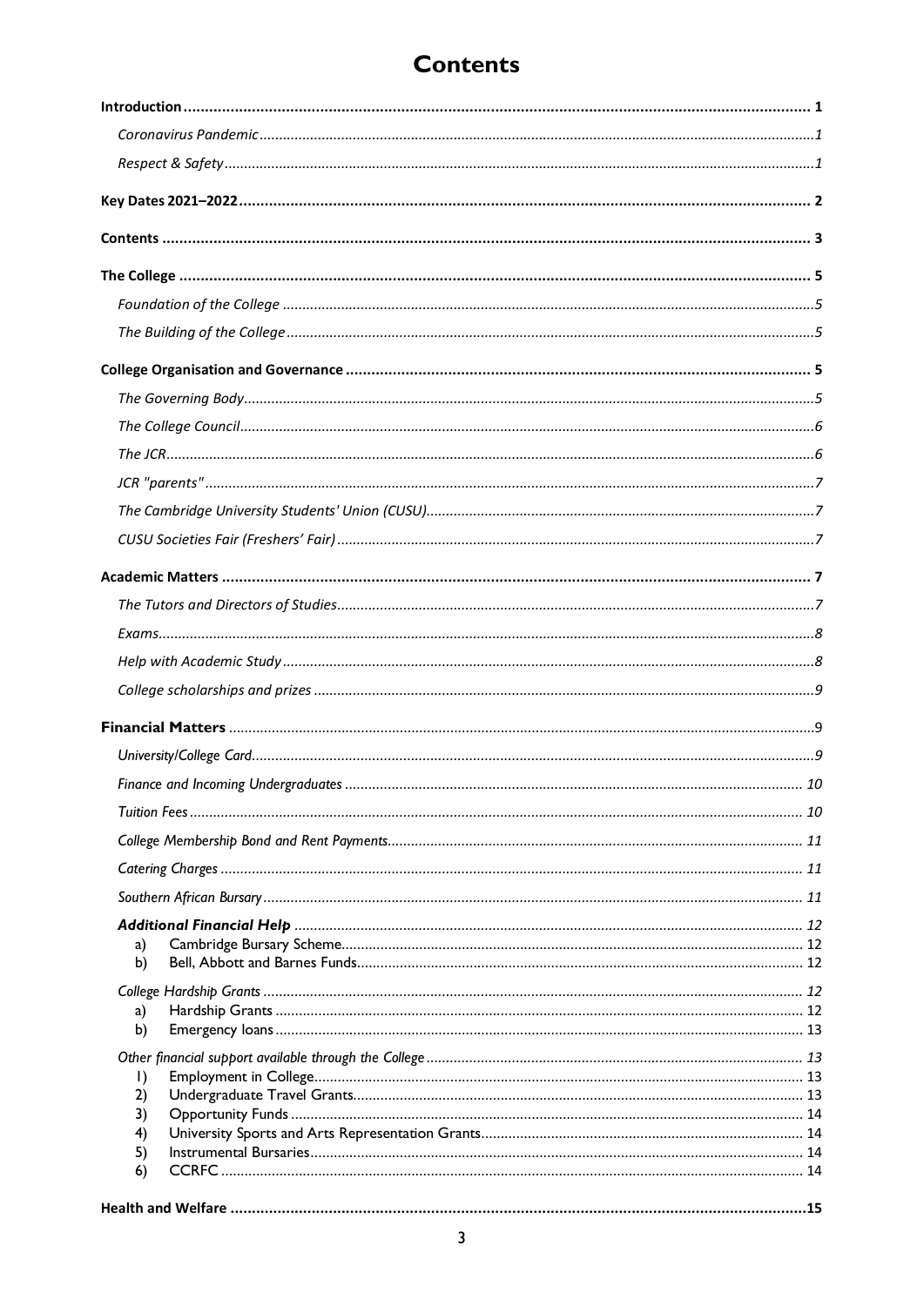# Contents

**Introduction** .......... **1**

*Coronavirus Pandemic* .......... *1*

*Respect & Safety* .......... *1*

**Key Dates 2021–2022** .......... **2**

**Contents** .......... **3**

**The College** .......... **5**

*Foundation of the College* .......... *5*

*The Building of the College* .......... *5*

**College Organisation and Governance** .......... **5**

*The Governing Body* .......... *5*

*The College Council* .......... *6*

*The JCR* .......... *6*

*JCR "parents"* .......... *7*

*The Cambridge University Students' Union (CUSU)* .......... *7*

*CUSU Societies Fair (Freshers' Fair)* .......... *7*

**Academic Matters** .......... **7**

*The Tutors and Directors of Studies* .......... *7*

*Exams* .......... *8*

*Help with Academic Study* .......... *8*

*College scholarships and prizes* .......... *9*

**Financial Matters** .......... 9

*University/College Card* .......... *9*

*Finance and Incoming Undergraduates* .......... *10*

*Tuition Fees* .......... *10*

*College Membership Bond and Rent Payments* .......... *11*

*Catering Charges* .......... *11*

*Southern African Bursary* .......... *11*

***Additional Financial Help*** .......... 12

a) Cambridge Bursary Scheme .......... 12

b) Bell, Abbott and Barnes Funds .......... 12

*College Hardship Grants* .......... 12

a) Hardship Grants .......... 12

b) Emergency loans .......... 13

*Other financial support available through the College* .......... 13

1) Employment in College .......... 13

2) Undergraduate Travel Grants .......... 13

3) Opportunity Funds .......... 14

4) University Sports and Arts Representation Grants .......... 14

5) Instrumental Bursaries .......... 14

6) CCRFC .......... 14

**Health and Welfare** .......... **15**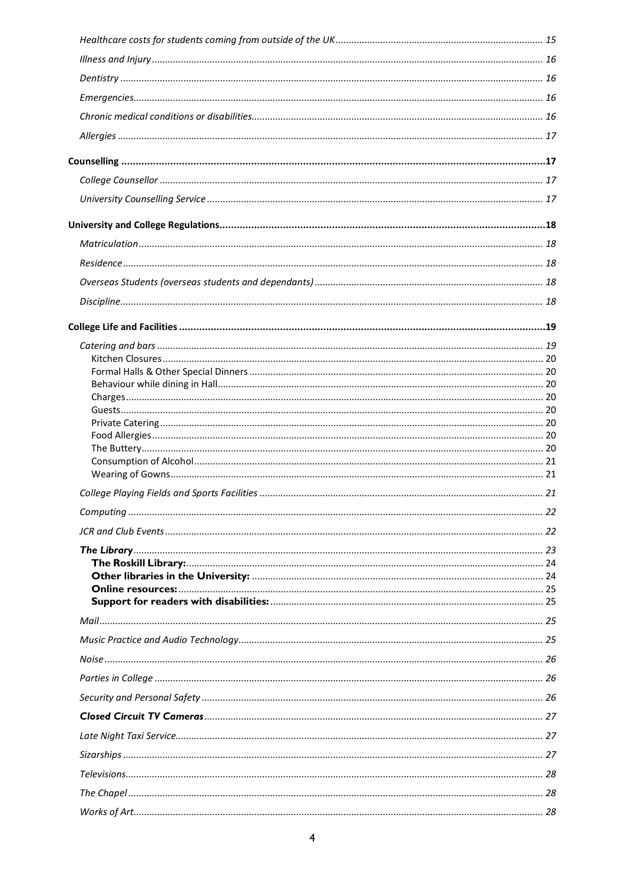*Healthcare costs for students coming from outside of the UK* ........ 15

*Illness and Injury* ........ 16

*Dentistry* ........ 16

*Emergencies* ........ 16

*Chronic medical conditions or disabilities* ........ 16

*Allergies* ........ 17

**Counselling** ........ **17**

*College Counsellor* ........ 17

*University Counselling Service* ........ 17

**University and College Regulations** ........ **18**

*Matriculation* ........ 18

*Residence* ........ 18

*Overseas Students (overseas students and dependants)* ........ 18

*Discipline* ........ 18

**College Life and Facilities** ........ **19**

*Catering and bars* ........ 19

Kitchen Closures ........ 20

Formal Halls & Other Special Dinners ........ 20

Behaviour while dining in Hall ........ 20

Charges ........ 20

Guests ........ 20

Private Catering ........ 20

Food Allergies ........ 20

The Buttery ........ 20

Consumption of Alcohol ........ 21

Wearing of Gowns ........ 21

*College Playing Fields and Sports Facilities* ........ 21

*Computing* ........ 22

*JCR and Club Events* ........ 22

***The Library*** ........ 23

**The Roskill Library:** ........ 24

**Other libraries in the University:** ........ 24

**Online resources:** ........ 25

**Support for readers with disabilities:** ........ 25

*Mail* ........ 25

*Music Practice and Audio Technology* ........ 25

*Noise* ........ 26

*Parties in College* ........ 26

*Security and Personal Safety* ........ 26

***Closed Circuit TV Cameras*** ........ 27

*Late Night Taxi Service* ........ 27

*Sizarships* ........ 27

*Televisions* ........ 28

*The Chapel* ........ 28

*Works of Art* ........ 28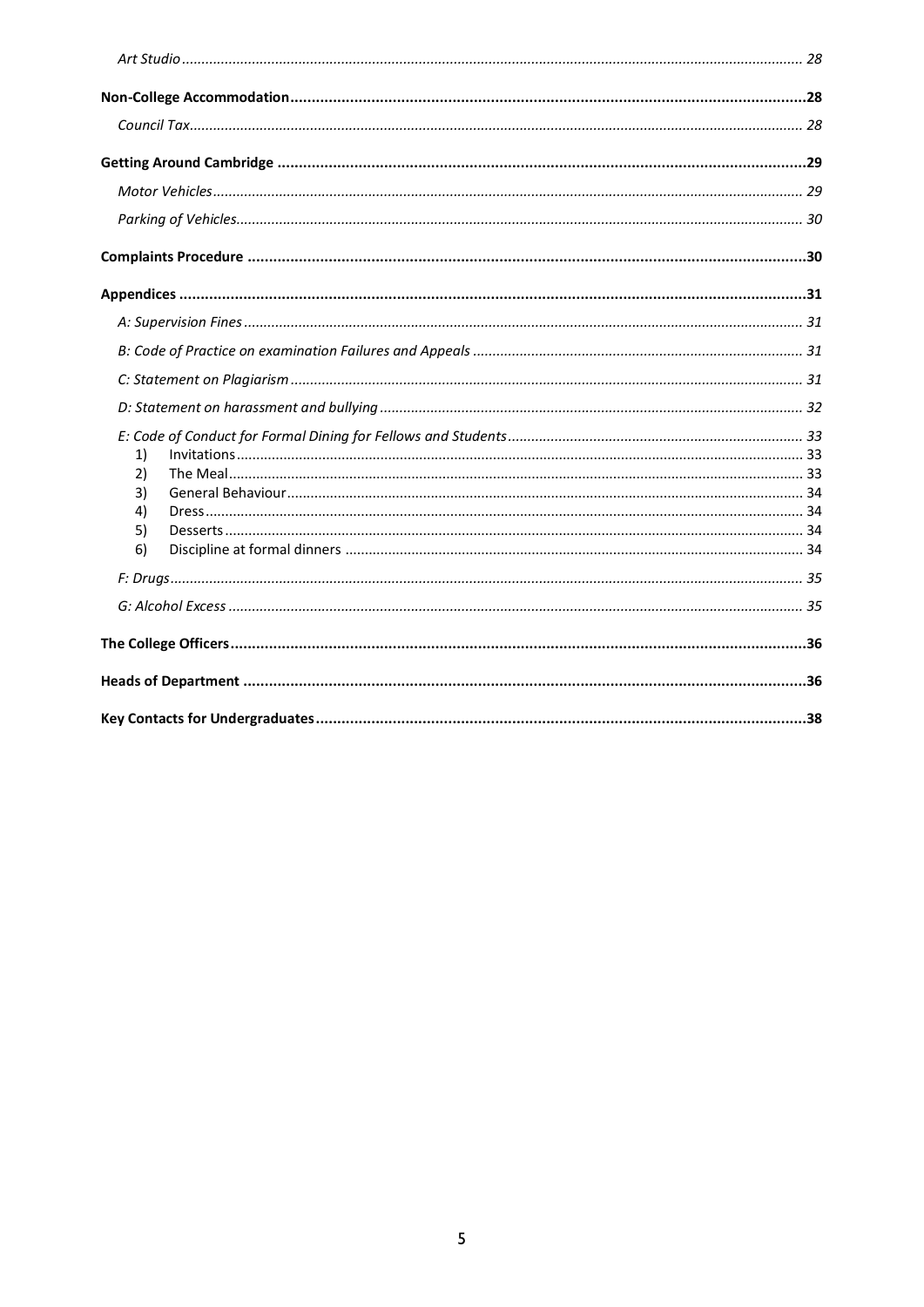*Art Studio* ........ *28*

**Non-College Accommodation** ........ **28**

*Council Tax* ........ *28*

**Getting Around Cambridge** ........ **29**

*Motor Vehicles* ........ *29*

*Parking of Vehicles* ........ *30*

**Complaints Procedure** ........ **30**

**Appendices** ........ **31**

*A: Supervision Fines* ........ *31*

*B: Code of Practice on examination Failures and Appeals* ........ *31*

*C: Statement on Plagiarism* ........ *31*

*D: Statement on harassment and bullying* ........ *32*

*E: Code of Conduct for Formal Dining for Fellows and Students* ........ *33*

1) Invitations ........ 33
2) The Meal ........ 33
3) General Behaviour ........ 34
4) Dress ........ 34
5) Desserts ........ 34
6) Discipline at formal dinners ........ 34

*F: Drugs* ........ *35*

*G: Alcohol Excess* ........ *35*

**The College Officers** ........ **36**

**Heads of Department** ........ **36**

**Key Contacts for Undergraduates** ........ **38**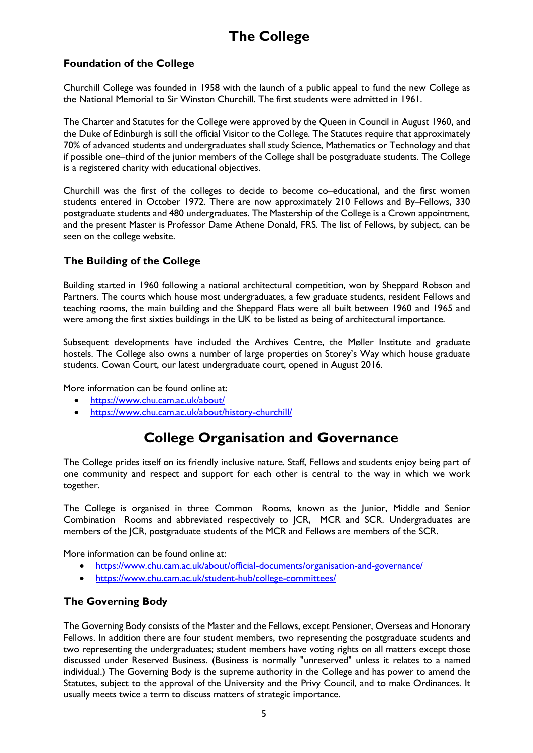# The College

### Foundation of the College

Churchill College was founded in 1958 with the launch of a public appeal to fund the new College as the National Memorial to Sir Winston Churchill. The first students were admitted in 1961.

The Charter and Statutes for the College were approved by the Queen in Council in August 1960, and the Duke of Edinburgh is still the official Visitor to the College. The Statutes require that approximately 70% of advanced students and undergraduates shall study Science, Mathematics or Technology and that if possible one–third of the junior members of the College shall be postgraduate students. The College is a registered charity with educational objectives.

Churchill was the first of the colleges to decide to become co–educational, and the first women students entered in October 1972. There are now approximately 210 Fellows and By–Fellows, 330 postgraduate students and 480 undergraduates. The Mastership of the College is a Crown appointment, and the present Master is Professor Dame Athene Donald, FRS. The list of Fellows, by subject, can be seen on the college website.

### The Building of the College

Building started in 1960 following a national architectural competition, won by Sheppard Robson and Partners. The courts which house most undergraduates, a few graduate students, resident Fellows and teaching rooms, the main building and the Sheppard Flats were all built between 1960 and 1965 and were among the first sixties buildings in the UK to be listed as being of architectural importance.

Subsequent developments have included the Archives Centre, the Møller Institute and graduate hostels. The College also owns a number of large properties on Storey's Way which house graduate students. Cowan Court, our latest undergraduate court, opened in August 2016.

More information can be found online at:

- https://www.chu.cam.ac.uk/about/
- https://www.chu.cam.ac.uk/about/history-churchill/

# College Organisation and Governance

The College prides itself on its friendly inclusive nature. Staff, Fellows and students enjoy being part of one community and respect and support for each other is central to the way in which we work together.

The College is organised in three Common Rooms, known as the Junior, Middle and Senior Combination Rooms and abbreviated respectively to JCR, MCR and SCR. Undergraduates are members of the JCR, postgraduate students of the MCR and Fellows are members of the SCR.

More information can be found online at:

- https://www.chu.cam.ac.uk/about/official-documents/organisation-and-governance/
- https://www.chu.cam.ac.uk/student-hub/college-committees/

### The Governing Body

The Governing Body consists of the Master and the Fellows, except Pensioner, Overseas and Honorary Fellows. In addition there are four student members, two representing the postgraduate students and two representing the undergraduates; student members have voting rights on all matters except those discussed under Reserved Business. (Business is normally "unreserved" unless it relates to a named individual.) The Governing Body is the supreme authority in the College and has power to amend the Statutes, subject to the approval of the University and the Privy Council, and to make Ordinances. It usually meets twice a term to discuss matters of strategic importance.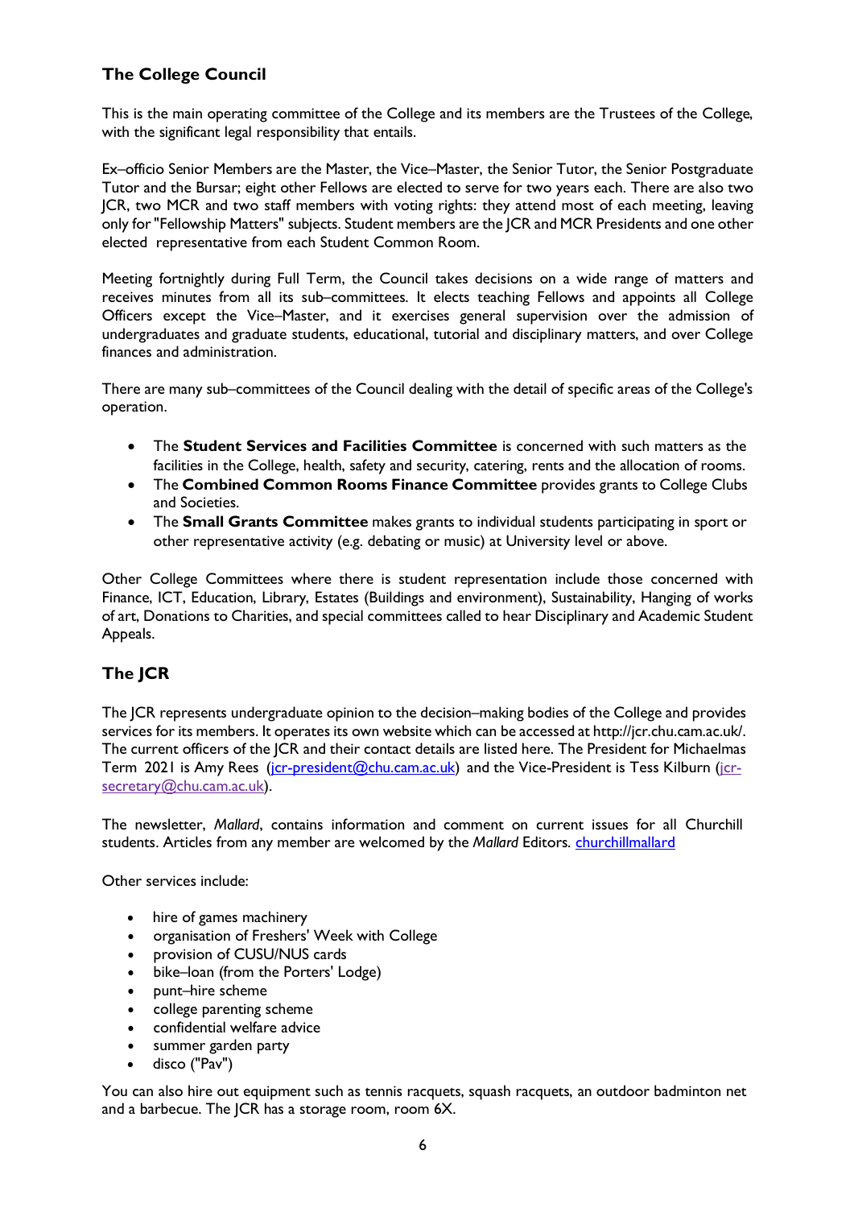## The College Council

This is the main operating committee of the College and its members are the Trustees of the College, with the significant legal responsibility that entails.

Ex–officio Senior Members are the Master, the Vice–Master, the Senior Tutor, the Senior Postgraduate Tutor and the Bursar; eight other Fellows are elected to serve for two years each. There are also two JCR, two MCR and two staff members with voting rights: they attend most of each meeting, leaving only for "Fellowship Matters" subjects. Student members are the JCR and MCR Presidents and one other elected representative from each Student Common Room.

Meeting fortnightly during Full Term, the Council takes decisions on a wide range of matters and receives minutes from all its sub–committees. It elects teaching Fellows and appoints all College Officers except the Vice–Master, and it exercises general supervision over the admission of undergraduates and graduate students, educational, tutorial and disciplinary matters, and over College finances and administration.

There are many sub–committees of the Council dealing with the detail of specific areas of the College's operation.

- The **Student Services and Facilities Committee** is concerned with such matters as the facilities in the College, health, safety and security, catering, rents and the allocation of rooms.
- The **Combined Common Rooms Finance Committee** provides grants to College Clubs and Societies.
- The **Small Grants Committee** makes grants to individual students participating in sport or other representative activity (e.g. debating or music) at University level or above.

Other College Committees where there is student representation include those concerned with Finance, ICT, Education, Library, Estates (Buildings and environment), Sustainability, Hanging of works of art, Donations to Charities, and special committees called to hear Disciplinary and Academic Student Appeals.

## The JCR

The JCR represents undergraduate opinion to the decision–making bodies of the College and provides services for its members. It operates its own website which can be accessed at http://jcr.chu.cam.ac.uk/. The current officers of the JCR and their contact details are listed here. The President for Michaelmas Term 2021 is Amy Rees (jcr-president@chu.cam.ac.uk) and the Vice-President is Tess Kilburn (jcr-secretary@chu.cam.ac.uk).

The newsletter, *Mallard*, contains information and comment on current issues for all Churchill students. Articles from any member are welcomed by the *Mallard* Editors. churchillmallard

Other services include:

- hire of games machinery
- organisation of Freshers' Week with College
- provision of CUSU/NUS cards
- bike–loan (from the Porters' Lodge)
- punt–hire scheme
- college parenting scheme
- confidential welfare advice
- summer garden party
- disco ("Pav")

You can also hire out equipment such as tennis racquets, squash racquets, an outdoor badminton net and a barbecue. The JCR has a storage room, room 6X.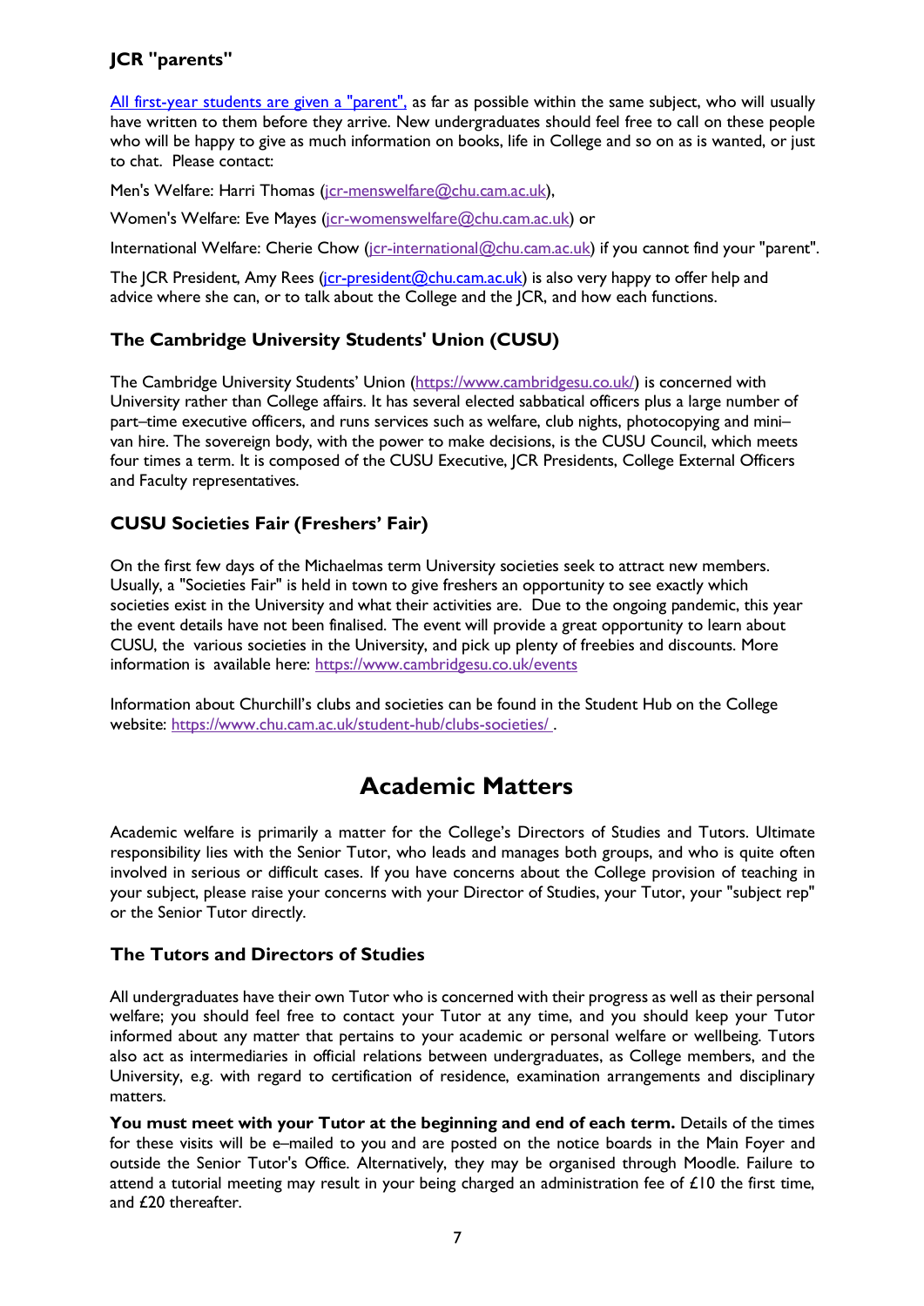### JCR "parents"

[All first-year students are given a "parent",](#) as far as possible within the same subject, who will usually have written to them before they arrive. New undergraduates should feel free to call on these people who will be happy to give as much information on books, life in College and so on as is wanted, or just to chat. Please contact:

Men's Welfare: Harri Thomas (jcr-menswelfare@chu.cam.ac.uk),

Women's Welfare: Eve Mayes (jcr-womenswelfare@chu.cam.ac.uk) or

International Welfare: Cherie Chow (jcr-international@chu.cam.ac.uk) if you cannot find your "parent".

The JCR President, Amy Rees (jcr-president@chu.cam.ac.uk) is also very happy to offer help and advice where she can, or to talk about the College and the JCR, and how each functions.

### The Cambridge University Students' Union (CUSU)

The Cambridge University Students' Union (https://www.cambridgesu.co.uk/) is concerned with University rather than College affairs. It has several elected sabbatical officers plus a large number of part–time executive officers, and runs services such as welfare, club nights, photocopying and mini–van hire. The sovereign body, with the power to make decisions, is the CUSU Council, which meets four times a term. It is composed of the CUSU Executive, JCR Presidents, College External Officers and Faculty representatives.

### CUSU Societies Fair (Freshers' Fair)

On the first few days of the Michaelmas term University societies seek to attract new members. Usually, a "Societies Fair" is held in town to give freshers an opportunity to see exactly which societies exist in the University and what their activities are. Due to the ongoing pandemic, this year the event details have not been finalised. The event will provide a great opportunity to learn about CUSU, the various societies in the University, and pick up plenty of freebies and discounts. More information is available here: https://www.cambridgesu.co.uk/events

Information about Churchill's clubs and societies can be found in the Student Hub on the College website: https://www.chu.cam.ac.uk/student-hub/clubs-societies/ .

## Academic Matters

Academic welfare is primarily a matter for the College's Directors of Studies and Tutors. Ultimate responsibility lies with the Senior Tutor, who leads and manages both groups, and who is quite often involved in serious or difficult cases. If you have concerns about the College provision of teaching in your subject, please raise your concerns with your Director of Studies, your Tutor, your "subject rep" or the Senior Tutor directly.

### The Tutors and Directors of Studies

All undergraduates have their own Tutor who is concerned with their progress as well as their personal welfare; you should feel free to contact your Tutor at any time, and you should keep your Tutor informed about any matter that pertains to your academic or personal welfare or wellbeing. Tutors also act as intermediaries in official relations between undergraduates, as College members, and the University, e.g. with regard to certification of residence, examination arrangements and disciplinary matters.

**You must meet with your Tutor at the beginning and end of each term.** Details of the times for these visits will be e–mailed to you and are posted on the notice boards in the Main Foyer and outside the Senior Tutor's Office. Alternatively, they may be organised through Moodle. Failure to attend a tutorial meeting may result in your being charged an administration fee of £10 the first time, and £20 thereafter.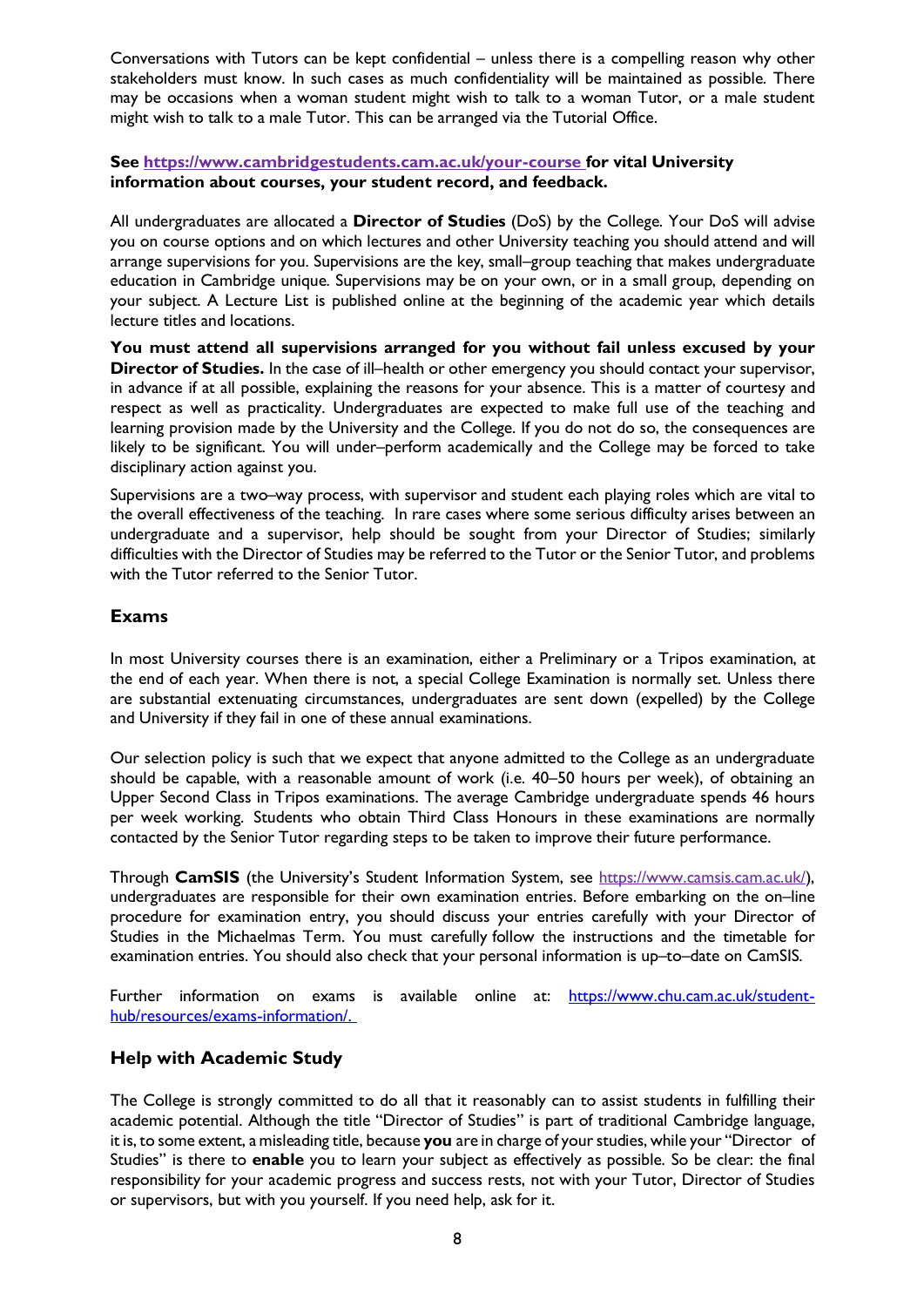Conversations with Tutors can be kept confidential – unless there is a compelling reason why other stakeholders must know. In such cases as much confidentiality will be maintained as possible. There may be occasions when a woman student might wish to talk to a woman Tutor, or a male student might wish to talk to a male Tutor. This can be arranged via the Tutorial Office.

**See [https://www.cambridgestudents.cam.ac.uk/your-course](https://www.cambridgestudents.cam.ac.uk/your-course) for vital University information about courses, your student record, and feedback.**

All undergraduates are allocated a **Director of Studies** (DoS) by the College. Your DoS will advise you on course options and on which lectures and other University teaching you should attend and will arrange supervisions for you. Supervisions are the key, small–group teaching that makes undergraduate education in Cambridge unique. Supervisions may be on your own, or in a small group, depending on your subject. A Lecture List is published online at the beginning of the academic year which details lecture titles and locations.

**You must attend all supervisions arranged for you without fail unless excused by your Director of Studies.** In the case of ill–health or other emergency you should contact your supervisor, in advance if at all possible, explaining the reasons for your absence. This is a matter of courtesy and respect as well as practicality. Undergraduates are expected to make full use of the teaching and learning provision made by the University and the College. If you do not do so, the consequences are likely to be significant. You will under–perform academically and the College may be forced to take disciplinary action against you.

Supervisions are a two–way process, with supervisor and student each playing roles which are vital to the overall effectiveness of the teaching. In rare cases where some serious difficulty arises between an undergraduate and a supervisor, help should be sought from your Director of Studies; similarly difficulties with the Director of Studies may be referred to the Tutor or the Senior Tutor, and problems with the Tutor referred to the Senior Tutor.

## Exams

In most University courses there is an examination, either a Preliminary or a Tripos examination, at the end of each year. When there is not, a special College Examination is normally set. Unless there are substantial extenuating circumstances, undergraduates are sent down (expelled) by the College and University if they fail in one of these annual examinations.

Our selection policy is such that we expect that anyone admitted to the College as an undergraduate should be capable, with a reasonable amount of work (i.e. 40–50 hours per week), of obtaining an Upper Second Class in Tripos examinations. The average Cambridge undergraduate spends 46 hours per week working. Students who obtain Third Class Honours in these examinations are normally contacted by the Senior Tutor regarding steps to be taken to improve their future performance.

Through **CamSIS** (the University's Student Information System, see [https://www.camsis.cam.ac.uk/](https://www.camsis.cam.ac.uk/)), undergraduates are responsible for their own examination entries. Before embarking on the on–line procedure for examination entry, you should discuss your entries carefully with your Director of Studies in the Michaelmas Term. You must carefully follow the instructions and the timetable for examination entries. You should also check that your personal information is up–to–date on CamSIS.

Further information on exams is available online at: [https://www.chu.cam.ac.uk/student-hub/resources/exams-information/](https://www.chu.cam.ac.uk/student-hub/resources/exams-information/).

## Help with Academic Study

The College is strongly committed to do all that it reasonably can to assist students in fulfilling their academic potential. Although the title "Director of Studies" is part of traditional Cambridge language, it is, to some extent, a misleading title, because **you** are in charge of your studies, while your "Director of Studies" is there to **enable** you to learn your subject as effectively as possible. So be clear: the final responsibility for your academic progress and success rests, not with your Tutor, Director of Studies or supervisors, but with you yourself. If you need help, ask for it.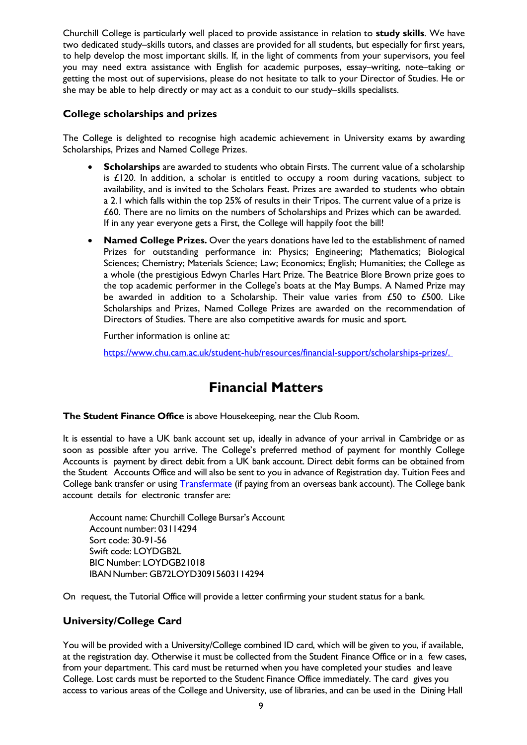Churchill College is particularly well placed to provide assistance in relation to **study skills**. We have two dedicated study–skills tutors, and classes are provided for all students, but especially for first years, to help develop the most important skills. If, in the light of comments from your supervisors, you feel you may need extra assistance with English for academic purposes, essay–writing, note–taking or getting the most out of supervisions, please do not hesitate to talk to your Director of Studies. He or she may be able to help directly or may act as a conduit to our study–skills specialists.

### College scholarships and prizes

The College is delighted to recognise high academic achievement in University exams by awarding Scholarships, Prizes and Named College Prizes.

- **Scholarships** are awarded to students who obtain Firsts. The current value of a scholarship is £120. In addition, a scholar is entitled to occupy a room during vacations, subject to availability, and is invited to the Scholars Feast. Prizes are awarded to students who obtain a 2.1 which falls within the top 25% of results in their Tripos. The current value of a prize is £60. There are no limits on the numbers of Scholarships and Prizes which can be awarded. If in any year everyone gets a First, the College will happily foot the bill!
- **Named College Prizes.** Over the years donations have led to the establishment of named Prizes for outstanding performance in: Physics; Engineering; Mathematics; Biological Sciences; Chemistry; Materials Science; Law; Economics; English; Humanities; the College as a whole (the prestigious Edwyn Charles Hart Prize. The Beatrice Blore Brown prize goes to the top academic performer in the College's boats at the May Bumps. A Named Prize may be awarded in addition to a Scholarship. Their value varies from £50 to £500. Like Scholarships and Prizes, Named College Prizes are awarded on the recommendation of Directors of Studies. There are also competitive awards for music and sport.

  Further information is online at:

  https://www.chu.cam.ac.uk/student-hub/resources/financial-support/scholarships-prizes/.

# Financial Matters

**The Student Finance Office** is above Housekeeping, near the Club Room.

It is essential to have a UK bank account set up, ideally in advance of your arrival in Cambridge or as soon as possible after you arrive. The College's preferred method of payment for monthly College Accounts is payment by direct debit from a UK bank account. Direct debit forms can be obtained from the Student Accounts Office and will also be sent to you in advance of Registration day. Tuition Fees and College bank transfer or using Transfermate (if paying from an overseas bank account). The College bank account details for electronic transfer are:

Account name: Churchill College Bursar's Account
Account number: 03114294
Sort code: 30-91-56
Swift code: LOYDGB2L
BIC Number: LOYDGB21018
IBAN Number: GB72LOYD30915603114294

On request, the Tutorial Office will provide a letter confirming your student status for a bank.

### University/College Card

You will be provided with a University/College combined ID card, which will be given to you, if available, at the registration day. Otherwise it must be collected from the Student Finance Office or in a few cases, from your department. This card must be returned when you have completed your studies and leave College. Lost cards must be reported to the Student Finance Office immediately. The card gives you access to various areas of the College and University, use of libraries, and can be used in the Dining Hall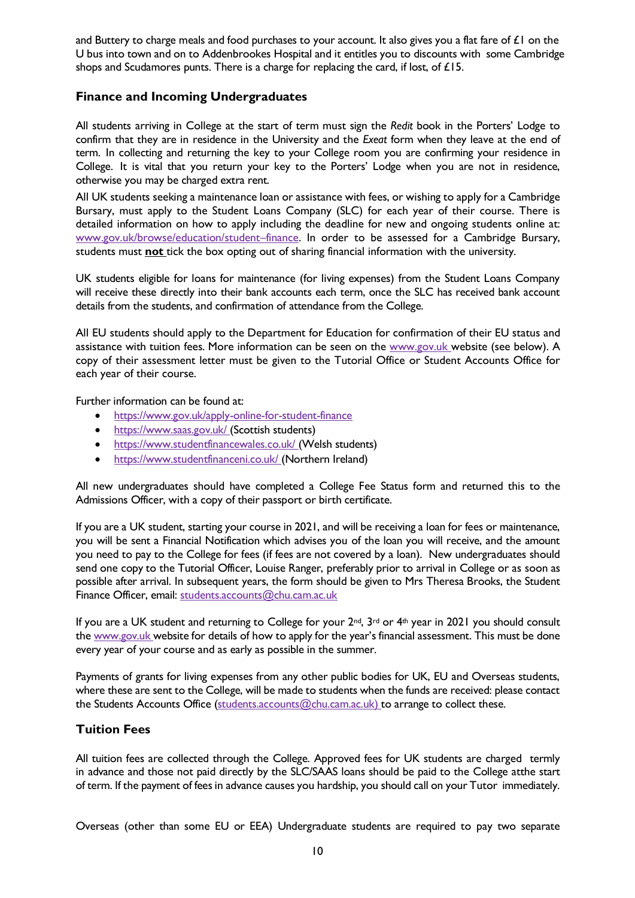and Buttery to charge meals and food purchases to your account. It also gives you a flat fare of £1 on the U bus into town and on to Addenbrookes Hospital and it entitles you to discounts with some Cambridge shops and Scudamores punts. There is a charge for replacing the card, if lost, of £15.

## Finance and Incoming Undergraduates

All students arriving in College at the start of term must sign the *Redit* book in the Porters' Lodge to confirm that they are in residence in the University and the *Exeat* form when they leave at the end of term. In collecting and returning the key to your College room you are confirming your residence in College. It is vital that you return your key to the Porters' Lodge when you are not in residence, otherwise you may be charged extra rent.

All UK students seeking a maintenance loan or assistance with fees, or wishing to apply for a Cambridge Bursary, must apply to the Student Loans Company (SLC) for each year of their course. There is detailed information on how to apply including the deadline for new and ongoing students online at: www.gov.uk/browse/education/student–finance. In order to be assessed for a Cambridge Bursary, students must **not** tick the box opting out of sharing financial information with the university.

UK students eligible for loans for maintenance (for living expenses) from the Student Loans Company will receive these directly into their bank accounts each term, once the SLC has received bank account details from the students, and confirmation of attendance from the College.

All EU students should apply to the Department for Education for confirmation of their EU status and assistance with tuition fees. More information can be seen on the www.gov.uk website (see below). A copy of their assessment letter must be given to the Tutorial Office or Student Accounts Office for each year of their course.

Further information can be found at:

- https://www.gov.uk/apply-online-for-student-finance
- https://www.saas.gov.uk/ (Scottish students)
- https://www.studentfinancewales.co.uk/ (Welsh students)
- https://www.studentfinanceni.co.uk/ (Northern Ireland)

All new undergraduates should have completed a College Fee Status form and returned this to the Admissions Officer, with a copy of their passport or birth certificate.

If you are a UK student, starting your course in 2021, and will be receiving a loan for fees or maintenance, you will be sent a Financial Notification which advises you of the loan you will receive, and the amount you need to pay to the College for fees (if fees are not covered by a loan). New undergraduates should send one copy to the Tutorial Officer, Louise Ranger, preferably prior to arrival in College or as soon as possible after arrival. In subsequent years, the form should be given to Mrs Theresa Brooks, the Student Finance Officer, email: students.accounts@chu.cam.ac.uk

If you are a UK student and returning to College for your 2nd, 3rd or 4th year in 2021 you should consult the www.gov.uk website for details of how to apply for the year's financial assessment. This must be done every year of your course and as early as possible in the summer.

Payments of grants for living expenses from any other public bodies for UK, EU and Overseas students, where these are sent to the College, will be made to students when the funds are received: please contact the Students Accounts Office (students.accounts@chu.cam.ac.uk) to arrange to collect these.

## Tuition Fees

All tuition fees are collected through the College. Approved fees for UK students are charged termly in advance and those not paid directly by the SLC/SAAS loans should be paid to the College atthe start of term. If the payment of fees in advance causes you hardship, you should call on your Tutor immediately.

Overseas (other than some EU or EEA) Undergraduate students are required to pay two separate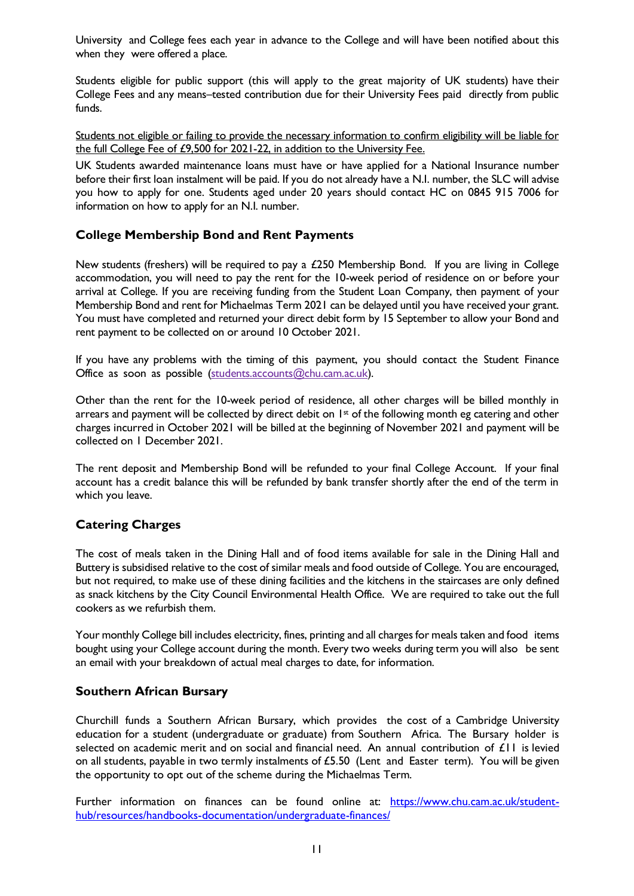University and College fees each year in advance to the College and will have been notified about this when they were offered a place.

Students eligible for public support (this will apply to the great majority of UK students) have their College Fees and any means–tested contribution due for their University Fees paid directly from public funds.

<u>Students not eligible or failing to provide the necessary information to confirm eligibility will be liable for the full College Fee of £9,500 for 2021-22, in addition to the University Fee.</u>

UK Students awarded maintenance loans must have or have applied for a National Insurance number before their first loan instalment will be paid. If you do not already have a N.I. number, the SLC will advise you how to apply for one. Students aged under 20 years should contact HC on 0845 915 7006 for information on how to apply for an N.I. number.

## College Membership Bond and Rent Payments

New students (freshers) will be required to pay a £250 Membership Bond. If you are living in College accommodation, you will need to pay the rent for the 10-week period of residence on or before your arrival at College. If you are receiving funding from the Student Loan Company, then payment of your Membership Bond and rent for Michaelmas Term 2021 can be delayed until you have received your grant. You must have completed and returned your direct debit form by 15 September to allow your Bond and rent payment to be collected on or around 10 October 2021.

If you have any problems with the timing of this payment, you should contact the Student Finance Office as soon as possible (students.accounts@chu.cam.ac.uk).

Other than the rent for the 10-week period of residence, all other charges will be billed monthly in arrears and payment will be collected by direct debit on 1st of the following month eg catering and other charges incurred in October 2021 will be billed at the beginning of November 2021 and payment will be collected on 1 December 2021.

The rent deposit and Membership Bond will be refunded to your final College Account. If your final account has a credit balance this will be refunded by bank transfer shortly after the end of the term in which you leave.

## Catering Charges

The cost of meals taken in the Dining Hall and of food items available for sale in the Dining Hall and Buttery is subsidised relative to the cost of similar meals and food outside of College. You are encouraged, but not required, to make use of these dining facilities and the kitchens in the staircases are only defined as snack kitchens by the City Council Environmental Health Office. We are required to take out the full cookers as we refurbish them.

Your monthly College bill includes electricity, fines, printing and all charges for meals taken and food items bought using your College account during the month. Every two weeks during term you will also be sent an email with your breakdown of actual meal charges to date, for information.

## Southern African Bursary

Churchill funds a Southern African Bursary, which provides the cost of a Cambridge University education for a student (undergraduate or graduate) from Southern Africa. The Bursary holder is selected on academic merit and on social and financial need. An annual contribution of £11 is levied on all students, payable in two termly instalments of £5.50 (Lent and Easter term). You will be given the opportunity to opt out of the scheme during the Michaelmas Term.

Further information on finances can be found online at: https://www.chu.cam.ac.uk/student-hub/resources/handbooks-documentation/undergraduate-finances/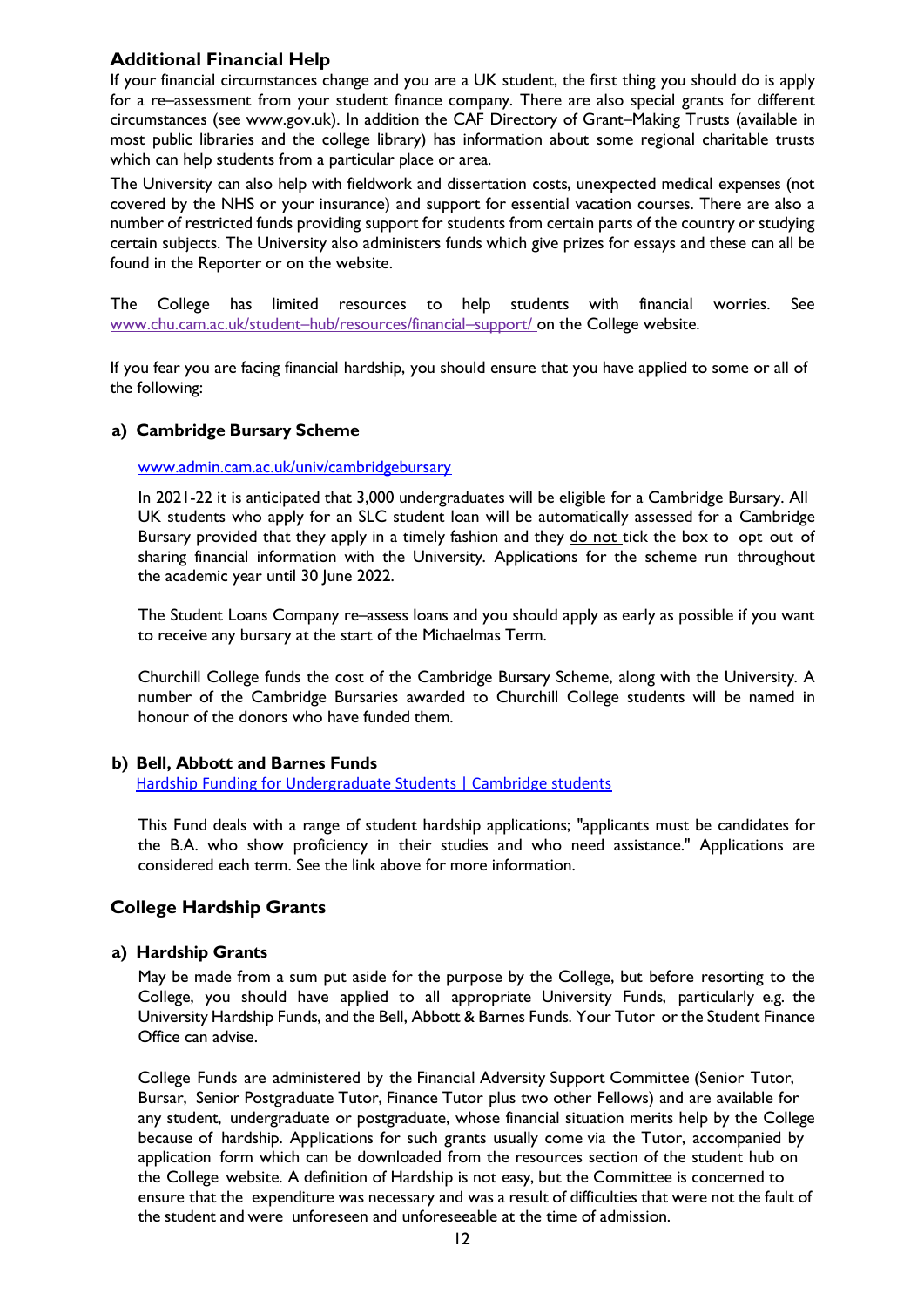## Additional Financial Help

If your financial circumstances change and you are a UK student, the first thing you should do is apply for a re–assessment from your student finance company. There are also special grants for different circumstances (see www.gov.uk). In addition the CAF Directory of Grant–Making Trusts (available in most public libraries and the college library) has information about some regional charitable trusts which can help students from a particular place or area.

The University can also help with fieldwork and dissertation costs, unexpected medical expenses (not covered by the NHS or your insurance) and support for essential vacation courses. There are also a number of restricted funds providing support for students from certain parts of the country or studying certain subjects. The University also administers funds which give prizes for essays and these can all be found in the Reporter or on the website.

The College has limited resources to help students with financial worries. See www.chu.cam.ac.uk/student–hub/resources/financial–support/ on the College website.

If you fear you are facing financial hardship, you should ensure that you have applied to some or all of the following:

**a) Cambridge Bursary Scheme**

www.admin.cam.ac.uk/univ/cambridgebursary

In 2021-22 it is anticipated that 3,000 undergraduates will be eligible for a Cambridge Bursary. All UK students who apply for an SLC student loan will be automatically assessed for a Cambridge Bursary provided that they apply in a timely fashion and they do not tick the box to opt out of sharing financial information with the University. Applications for the scheme run throughout the academic year until 30 June 2022.

The Student Loans Company re–assess loans and you should apply as early as possible if you want to receive any bursary at the start of the Michaelmas Term.

Churchill College funds the cost of the Cambridge Bursary Scheme, along with the University. A number of the Cambridge Bursaries awarded to Churchill College students will be named in honour of the donors who have funded them.

**b) Bell, Abbott and Barnes Funds**

Hardship Funding for Undergraduate Students | Cambridge students

This Fund deals with a range of student hardship applications; "applicants must be candidates for the B.A. who show proficiency in their studies and who need assistance." Applications are considered each term. See the link above for more information.

## College Hardship Grants

**a) Hardship Grants**

May be made from a sum put aside for the purpose by the College, but before resorting to the College, you should have applied to all appropriate University Funds, particularly e.g. the University Hardship Funds, and the Bell, Abbott & Barnes Funds. Your Tutor or the Student Finance Office can advise.

College Funds are administered by the Financial Adversity Support Committee (Senior Tutor, Bursar, Senior Postgraduate Tutor, Finance Tutor plus two other Fellows) and are available for any student, undergraduate or postgraduate, whose financial situation merits help by the College because of hardship. Applications for such grants usually come via the Tutor, accompanied by application form which can be downloaded from the resources section of the student hub on the College website. A definition of Hardship is not easy, but the Committee is concerned to ensure that the expenditure was necessary and was a result of difficulties that were not the fault of the student and were unforeseen and unforeseeable at the time of admission.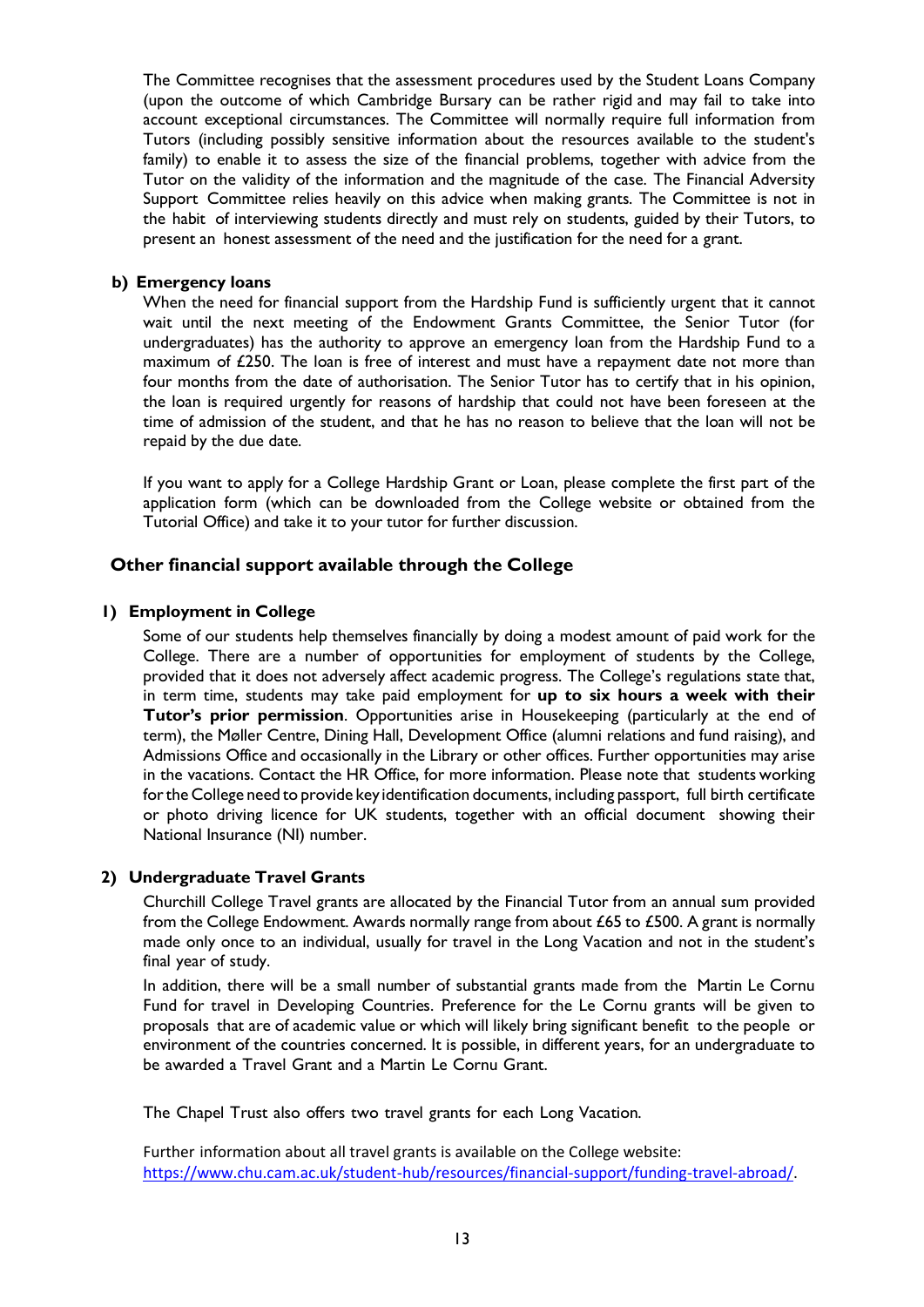The Committee recognises that the assessment procedures used by the Student Loans Company (upon the outcome of which Cambridge Bursary can be rather rigid and may fail to take into account exceptional circumstances. The Committee will normally require full information from Tutors (including possibly sensitive information about the resources available to the student's family) to enable it to assess the size of the financial problems, together with advice from the Tutor on the validity of the information and the magnitude of the case. The Financial Adversity Support Committee relies heavily on this advice when making grants. The Committee is not in the habit of interviewing students directly and must rely on students, guided by their Tutors, to present an honest assessment of the need and the justification for the need for a grant.

**b) Emergency loans**

When the need for financial support from the Hardship Fund is sufficiently urgent that it cannot wait until the next meeting of the Endowment Grants Committee, the Senior Tutor (for undergraduates) has the authority to approve an emergency loan from the Hardship Fund to a maximum of £250. The loan is free of interest and must have a repayment date not more than four months from the date of authorisation. The Senior Tutor has to certify that in his opinion, the loan is required urgently for reasons of hardship that could not have been foreseen at the time of admission of the student, and that he has no reason to believe that the loan will not be repaid by the due date.

If you want to apply for a College Hardship Grant or Loan, please complete the first part of the application form (which can be downloaded from the College website or obtained from the Tutorial Office) and take it to your tutor for further discussion.

## Other financial support available through the College

**1) Employment in College**

Some of our students help themselves financially by doing a modest amount of paid work for the College. There are a number of opportunities for employment of students by the College, provided that it does not adversely affect academic progress. The College's regulations state that, in term time, students may take paid employment for **up to six hours a week with their Tutor's prior permission**. Opportunities arise in Housekeeping (particularly at the end of term), the Møller Centre, Dining Hall, Development Office (alumni relations and fund raising), and Admissions Office and occasionally in the Library or other offices. Further opportunities may arise in the vacations. Contact the HR Office, for more information. Please note that students working for the College need to provide key identification documents, including passport, full birth certificate or photo driving licence for UK students, together with an official document showing their National Insurance (NI) number.

**2) Undergraduate Travel Grants**

Churchill College Travel grants are allocated by the Financial Tutor from an annual sum provided from the College Endowment. Awards normally range from about £65 to £500. A grant is normally made only once to an individual, usually for travel in the Long Vacation and not in the student's final year of study.

In addition, there will be a small number of substantial grants made from the Martin Le Cornu Fund for travel in Developing Countries. Preference for the Le Cornu grants will be given to proposals that are of academic value or which will likely bring significant benefit to the people or environment of the countries concerned. It is possible, in different years, for an undergraduate to be awarded a Travel Grant and a Martin Le Cornu Grant.

The Chapel Trust also offers two travel grants for each Long Vacation.

Further information about all travel grants is available on the College website: https://www.chu.cam.ac.uk/student-hub/resources/financial-support/funding-travel-abroad/.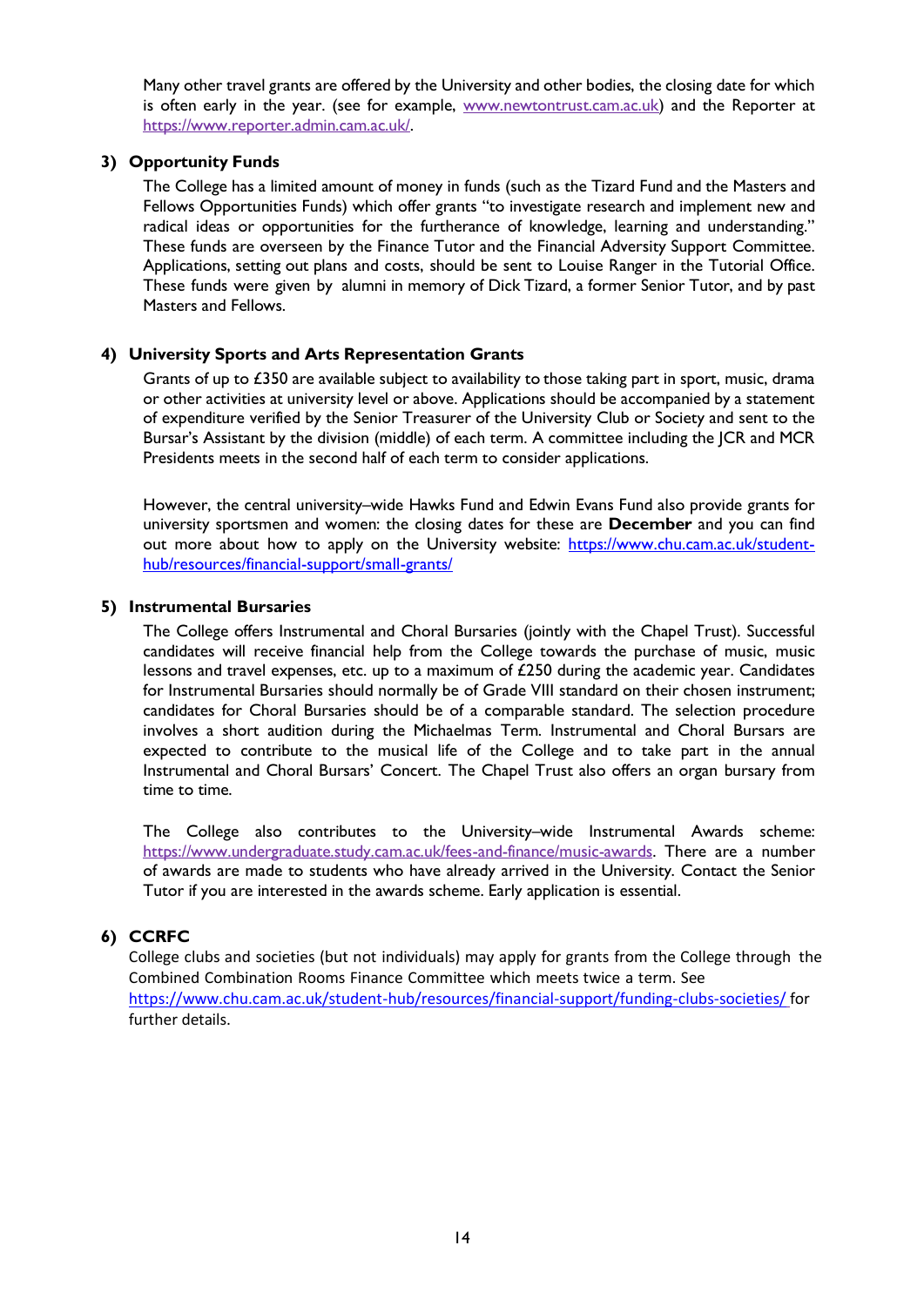Many other travel grants are offered by the University and other bodies, the closing date for which is often early in the year. (see for example, www.newtontrust.cam.ac.uk) and the Reporter at https://www.reporter.admin.cam.ac.uk/.

### 3) Opportunity Funds

The College has a limited amount of money in funds (such as the Tizard Fund and the Masters and Fellows Opportunities Funds) which offer grants "to investigate research and implement new and radical ideas or opportunities for the furtherance of knowledge, learning and understanding." These funds are overseen by the Finance Tutor and the Financial Adversity Support Committee. Applications, setting out plans and costs, should be sent to Louise Ranger in the Tutorial Office. These funds were given by alumni in memory of Dick Tizard, a former Senior Tutor, and by past Masters and Fellows.

### 4) University Sports and Arts Representation Grants

Grants of up to £350 are available subject to availability to those taking part in sport, music, drama or other activities at university level or above. Applications should be accompanied by a statement of expenditure verified by the Senior Treasurer of the University Club or Society and sent to the Bursar's Assistant by the division (middle) of each term. A committee including the JCR and MCR Presidents meets in the second half of each term to consider applications.

However, the central university–wide Hawks Fund and Edwin Evans Fund also provide grants for university sportsmen and women: the closing dates for these are **December** and you can find out more about how to apply on the University website: https://www.chu.cam.ac.uk/student-hub/resources/financial-support/small-grants/

### 5) Instrumental Bursaries

The College offers Instrumental and Choral Bursaries (jointly with the Chapel Trust). Successful candidates will receive financial help from the College towards the purchase of music, music lessons and travel expenses, etc. up to a maximum of £250 during the academic year. Candidates for Instrumental Bursaries should normally be of Grade VIII standard on their chosen instrument; candidates for Choral Bursaries should be of a comparable standard. The selection procedure involves a short audition during the Michaelmas Term. Instrumental and Choral Bursars are expected to contribute to the musical life of the College and to take part in the annual Instrumental and Choral Bursars' Concert. The Chapel Trust also offers an organ bursary from time to time.

The College also contributes to the University–wide Instrumental Awards scheme: https://www.undergraduate.study.cam.ac.uk/fees-and-finance/music-awards. There are a number of awards are made to students who have already arrived in the University. Contact the Senior Tutor if you are interested in the awards scheme. Early application is essential.

### 6) CCRFC

College clubs and societies (but not individuals) may apply for grants from the College through the Combined Combination Rooms Finance Committee which meets twice a term. See https://www.chu.cam.ac.uk/student-hub/resources/financial-support/funding-clubs-societies/ for further details.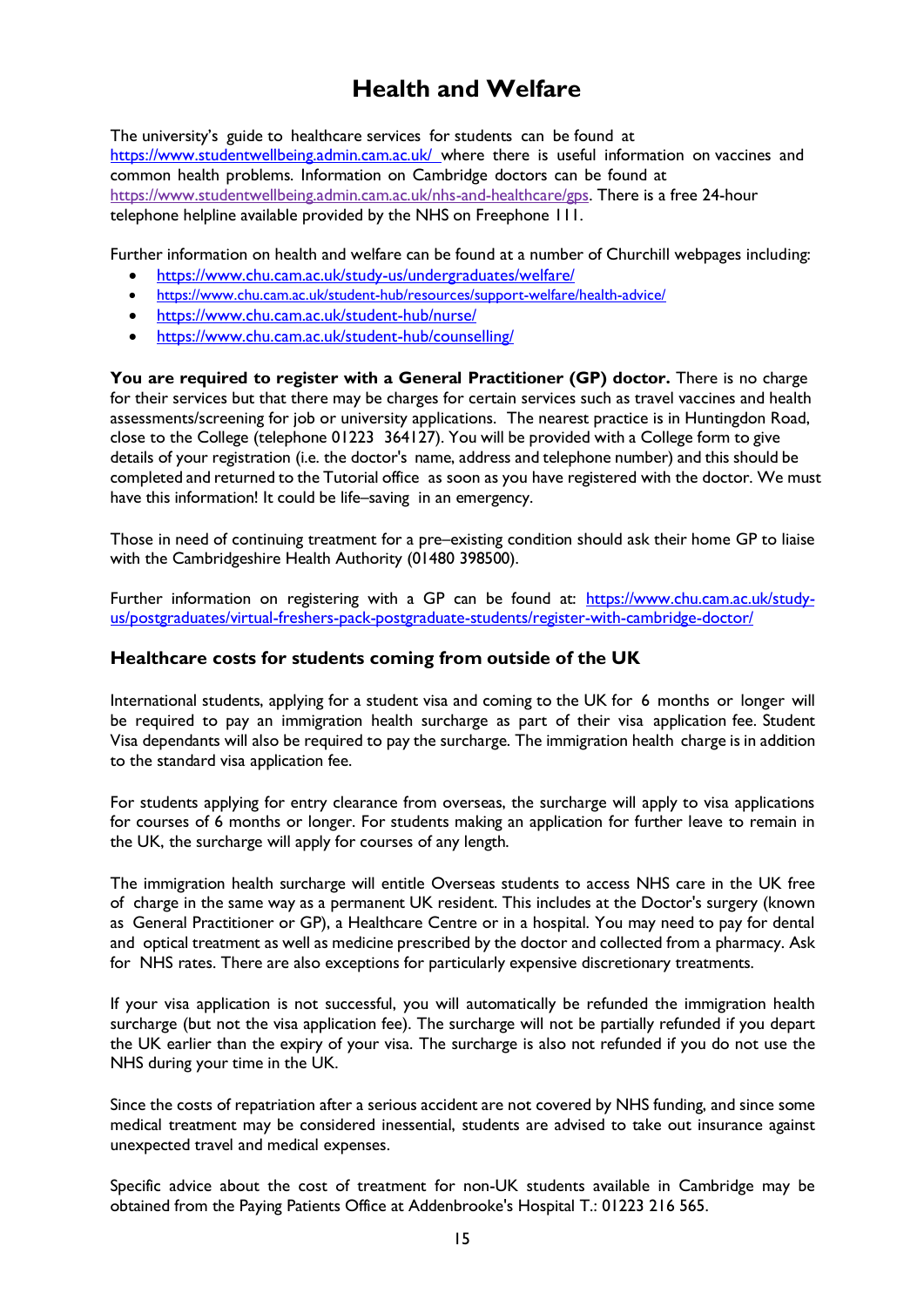# Health and Welfare

The university's guide to healthcare services for students can be found at https://www.studentwellbeing.admin.cam.ac.uk/ where there is useful information on vaccines and common health problems. Information on Cambridge doctors can be found at https://www.studentwellbeing.admin.cam.ac.uk/nhs-and-healthcare/gps. There is a free 24-hour telephone helpline available provided by the NHS on Freephone 111.

Further information on health and welfare can be found at a number of Churchill webpages including:

- https://www.chu.cam.ac.uk/study-us/undergraduates/welfare/
- https://www.chu.cam.ac.uk/student-hub/resources/support-welfare/health-advice/
- https://www.chu.cam.ac.uk/student-hub/nurse/
- https://www.chu.cam.ac.uk/student-hub/counselling/

**You are required to register with a General Practitioner (GP) doctor.** There is no charge for their services but that there may be charges for certain services such as travel vaccines and health assessments/screening for job or university applications. The nearest practice is in Huntingdon Road, close to the College (telephone 01223 364127). You will be provided with a College form to give details of your registration (i.e. the doctor's name, address and telephone number) and this should be completed and returned to the Tutorial office as soon as you have registered with the doctor. We must have this information! It could be life–saving in an emergency.

Those in need of continuing treatment for a pre–existing condition should ask their home GP to liaise with the Cambridgeshire Health Authority (01480 398500).

Further information on registering with a GP can be found at: https://www.chu.cam.ac.uk/study-us/postgraduates/virtual-freshers-pack-postgraduate-students/register-with-cambridge-doctor/

### Healthcare costs for students coming from outside of the UK

International students, applying for a student visa and coming to the UK for 6 months or longer will be required to pay an immigration health surcharge as part of their visa application fee. Student Visa dependants will also be required to pay the surcharge. The immigration health charge is in addition to the standard visa application fee.

For students applying for entry clearance from overseas, the surcharge will apply to visa applications for courses of 6 months or longer. For students making an application for further leave to remain in the UK, the surcharge will apply for courses of any length.

The immigration health surcharge will entitle Overseas students to access NHS care in the UK free of charge in the same way as a permanent UK resident. This includes at the Doctor's surgery (known as General Practitioner or GP), a Healthcare Centre or in a hospital. You may need to pay for dental and optical treatment as well as medicine prescribed by the doctor and collected from a pharmacy. Ask for NHS rates. There are also exceptions for particularly expensive discretionary treatments.

If your visa application is not successful, you will automatically be refunded the immigration health surcharge (but not the visa application fee). The surcharge will not be partially refunded if you depart the UK earlier than the expiry of your visa. The surcharge is also not refunded if you do not use the NHS during your time in the UK.

Since the costs of repatriation after a serious accident are not covered by NHS funding, and since some medical treatment may be considered inessential, students are advised to take out insurance against unexpected travel and medical expenses.

Specific advice about the cost of treatment for non-UK students available in Cambridge may be obtained from the Paying Patients Office at Addenbrooke's Hospital T.: 01223 216 565.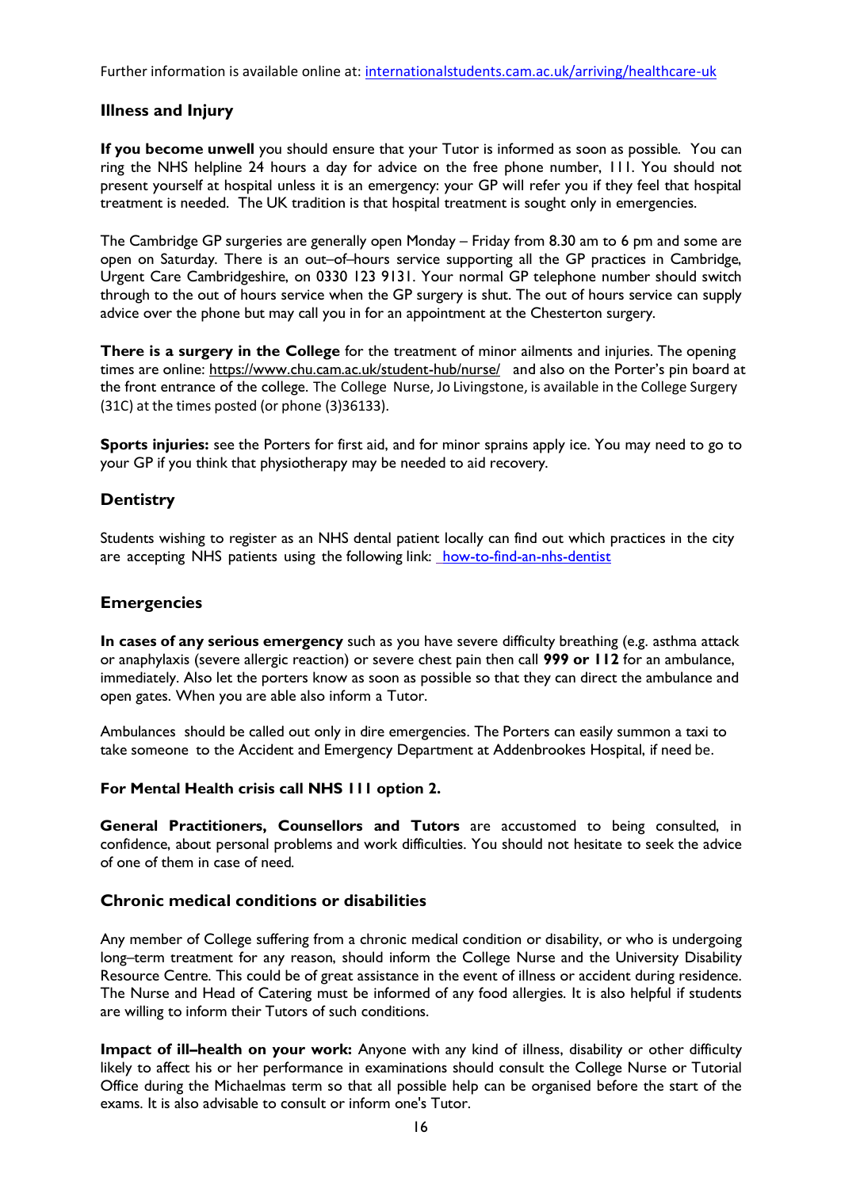Further information is available online at: [internationalstudents.cam.ac.uk/arriving/healthcare-uk](internationalstudents.cam.ac.uk/arriving/healthcare-uk)

### Illness and Injury

**If you become unwell** you should ensure that your Tutor is informed as soon as possible. You can ring the NHS helpline 24 hours a day for advice on the free phone number, 111. You should not present yourself at hospital unless it is an emergency: your GP will refer you if they feel that hospital treatment is needed. The UK tradition is that hospital treatment is sought only in emergencies.

The Cambridge GP surgeries are generally open Monday – Friday from 8.30 am to 6 pm and some are open on Saturday. There is an out–of–hours service supporting all the GP practices in Cambridge, Urgent Care Cambridgeshire, on 0330 123 9131. Your normal GP telephone number should switch through to the out of hours service when the GP surgery is shut. The out of hours service can supply advice over the phone but may call you in for an appointment at the Chesterton surgery.

**There is a surgery in the College** for the treatment of minor ailments and injuries. The opening times are online: https://www.chu.cam.ac.uk/student-hub/nurse/ and also on the Porter's pin board at the front entrance of the college. The College Nurse, Jo Livingstone, is available in the College Surgery (31C) at the times posted (or phone (3)36133).

**Sports injuries:** see the Porters for first aid, and for minor sprains apply ice. You may need to go to your GP if you think that physiotherapy may be needed to aid recovery.

### Dentistry

Students wishing to register as an NHS dental patient locally can find out which practices in the city are accepting NHS patients using the following link: how-to-find-an-nhs-dentist

### Emergencies

**In cases of any serious emergency** such as you have severe difficulty breathing (e.g. asthma attack or anaphylaxis (severe allergic reaction) or severe chest pain then call **999 or 112** for an ambulance, immediately. Also let the porters know as soon as possible so that they can direct the ambulance and open gates. When you are able also inform a Tutor.

Ambulances should be called out only in dire emergencies. The Porters can easily summon a taxi to take someone to the Accident and Emergency Department at Addenbrookes Hospital, if need be.

**For Mental Health crisis call NHS 111 option 2.**

**General Practitioners, Counsellors and Tutors** are accustomed to being consulted, in confidence, about personal problems and work difficulties. You should not hesitate to seek the advice of one of them in case of need.

### Chronic medical conditions or disabilities

Any member of College suffering from a chronic medical condition or disability, or who is undergoing long–term treatment for any reason, should inform the College Nurse and the University Disability Resource Centre. This could be of great assistance in the event of illness or accident during residence. The Nurse and Head of Catering must be informed of any food allergies. It is also helpful if students are willing to inform their Tutors of such conditions.

**Impact of ill–health on your work:** Anyone with any kind of illness, disability or other difficulty likely to affect his or her performance in examinations should consult the College Nurse or Tutorial Office during the Michaelmas term so that all possible help can be organised before the start of the exams. It is also advisable to consult or inform one's Tutor.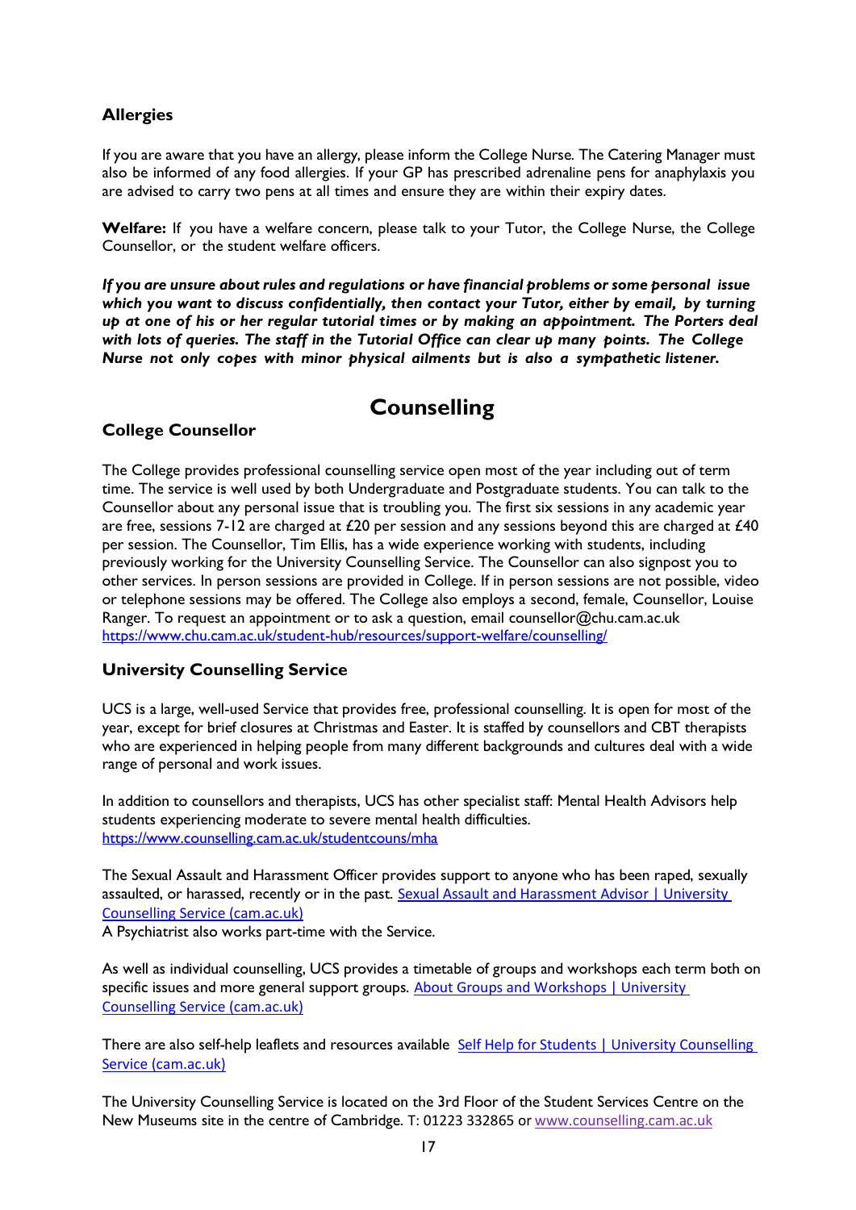### Allergies

If you are aware that you have an allergy, please inform the College Nurse. The Catering Manager must also be informed of any food allergies. If your GP has prescribed adrenaline pens for anaphylaxis you are advised to carry two pens at all times and ensure they are within their expiry dates.

**Welfare:** If you have a welfare concern, please talk to your Tutor, the College Nurse, the College Counsellor, or the student welfare officers.

***If you are unsure about rules and regulations or have financial problems or some personal issue which you want to discuss confidentially, then contact your Tutor, either by email, by turning up at one of his or her regular tutorial times or by making an appointment. The Porters deal with lots of queries. The staff in the Tutorial Office can clear up many points. The College Nurse not only copes with minor physical ailments but is also a sympathetic listener.***

## Counselling

### College Counsellor

The College provides professional counselling service open most of the year including out of term time. The service is well used by both Undergraduate and Postgraduate students. You can talk to the Counsellor about any personal issue that is troubling you. The first six sessions in any academic year are free, sessions 7-12 are charged at £20 per session and any sessions beyond this are charged at £40 per session. The Counsellor, Tim Ellis, has a wide experience working with students, including previously working for the University Counselling Service. The Counsellor can also signpost you to other services. In person sessions are provided in College. If in person sessions are not possible, video or telephone sessions may be offered. The College also employs a second, female, Counsellor, Louise Ranger. To request an appointment or to ask a question, email counsellor@chu.cam.ac.uk
https://www.chu.cam.ac.uk/student-hub/resources/support-welfare/counselling/

### University Counselling Service

UCS is a large, well-used Service that provides free, professional counselling. It is open for most of the year, except for brief closures at Christmas and Easter. It is staffed by counsellors and CBT therapists who are experienced in helping people from many different backgrounds and cultures deal with a wide range of personal and work issues.

In addition to counsellors and therapists, UCS has other specialist staff: Mental Health Advisors help students experiencing moderate to severe mental health difficulties.
https://www.counselling.cam.ac.uk/studentcouns/mha

The Sexual Assault and Harassment Officer provides support to anyone who has been raped, sexually assaulted, or harassed, recently or in the past. Sexual Assault and Harassment Advisor | University Counselling Service (cam.ac.uk)
A Psychiatrist also works part-time with the Service.

As well as individual counselling, UCS provides a timetable of groups and workshops each term both on specific issues and more general support groups. About Groups and Workshops | University Counselling Service (cam.ac.uk)

There are also self-help leaflets and resources available Self Help for Students | University Counselling Service (cam.ac.uk)

The University Counselling Service is located on the 3rd Floor of the Student Services Centre on the New Museums site in the centre of Cambridge. T: 01223 332865 or www.counselling.cam.ac.uk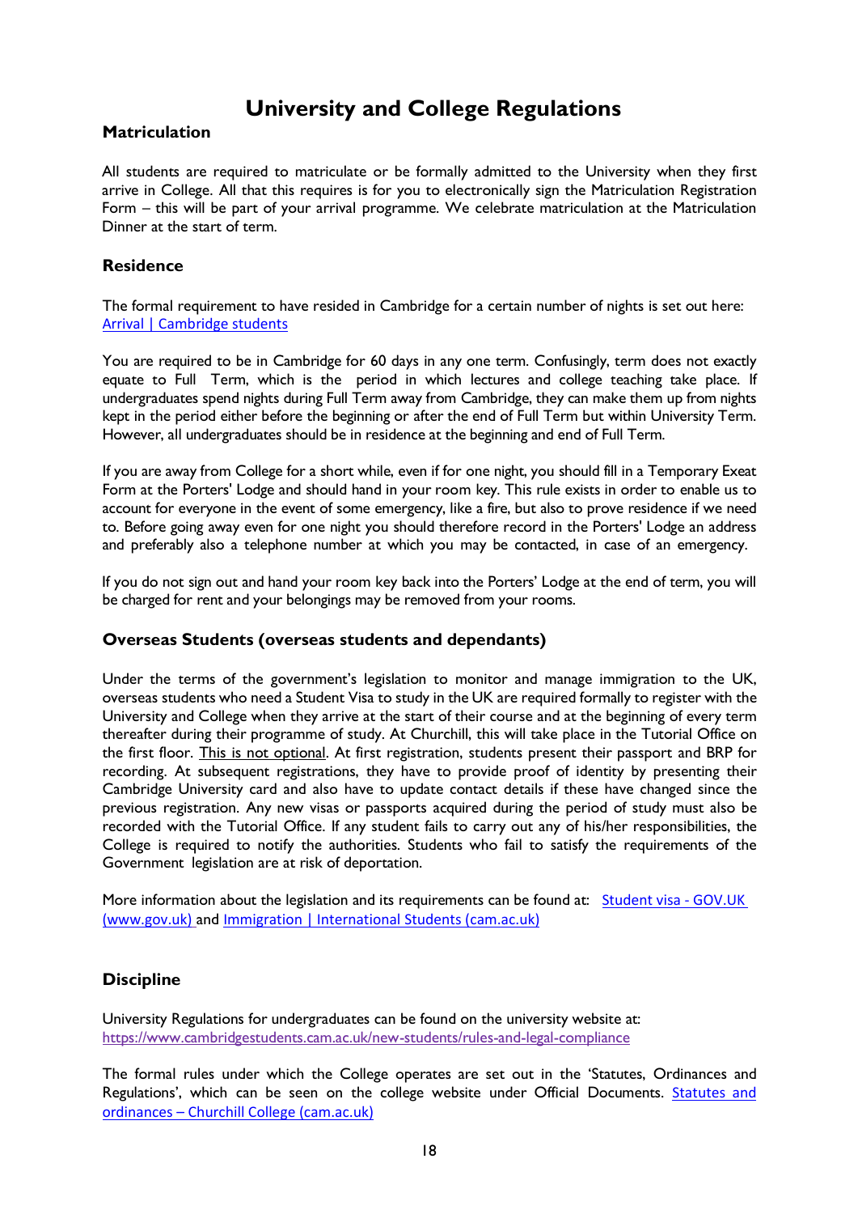# University and College Regulations

## Matriculation

All students are required to matriculate or be formally admitted to the University when they first arrive in College. All that this requires is for you to electronically sign the Matriculation Registration Form – this will be part of your arrival programme. We celebrate matriculation at the Matriculation Dinner at the start of term.

## Residence

The formal requirement to have resided in Cambridge for a certain number of nights is set out here: [Arrival | Cambridge students]()

You are required to be in Cambridge for 60 days in any one term. Confusingly, term does not exactly equate to Full Term, which is the period in which lectures and college teaching take place. If undergraduates spend nights during Full Term away from Cambridge, they can make them up from nights kept in the period either before the beginning or after the end of Full Term but within University Term. However, all undergraduates should be in residence at the beginning and end of Full Term.

If you are away from College for a short while, even if for one night, you should fill in a Temporary Exeat Form at the Porters' Lodge and should hand in your room key. This rule exists in order to enable us to account for everyone in the event of some emergency, like a fire, but also to prove residence if we need to. Before going away even for one night you should therefore record in the Porters' Lodge an address and preferably also a telephone number at which you may be contacted, in case of an emergency.

If you do not sign out and hand your room key back into the Porters' Lodge at the end of term, you will be charged for rent and your belongings may be removed from your rooms.

## Overseas Students (overseas students and dependants)

Under the terms of the government's legislation to monitor and manage immigration to the UK, overseas students who need a Student Visa to study in the UK are required formally to register with the University and College when they arrive at the start of their course and at the beginning of every term thereafter during their programme of study. At Churchill, this will take place in the Tutorial Office on the first floor. This is not optional. At first registration, students present their passport and BRP for recording. At subsequent registrations, they have to provide proof of identity by presenting their Cambridge University card and also have to update contact details if these have changed since the previous registration. Any new visas or passports acquired during the period of study must also be recorded with the Tutorial Office. If any student fails to carry out any of his/her responsibilities, the College is required to notify the authorities. Students who fail to satisfy the requirements of the Government legislation are at risk of deportation.

More information about the legislation and its requirements can be found at: [Student visa - GOV.UK (www.gov.uk)]() and [Immigration | International Students (cam.ac.uk)]()

## Discipline

University Regulations for undergraduates can be found on the university website at: https://www.cambridgestudents.cam.ac.uk/new-students/rules-and-legal-compliance

The formal rules under which the College operates are set out in the 'Statutes, Ordinances and Regulations', which can be seen on the college website under Official Documents. [Statutes and ordinances – Churchill College (cam.ac.uk)]()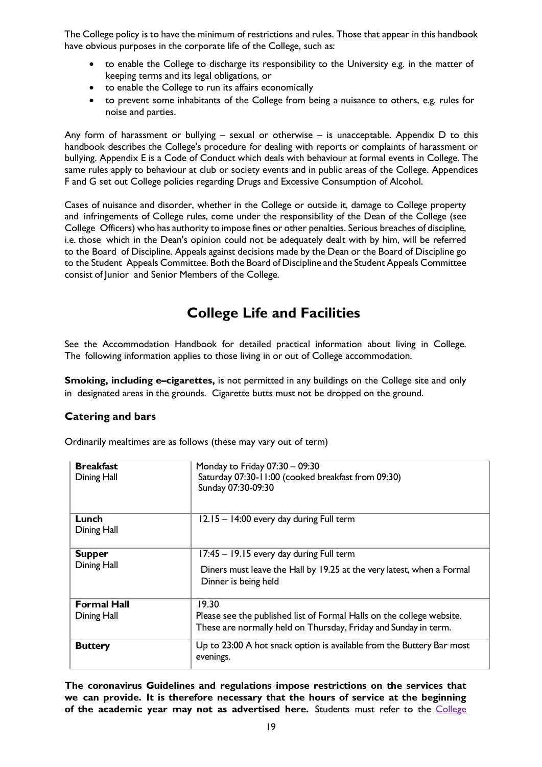The College policy is to have the minimum of restrictions and rules. Those that appear in this handbook have obvious purposes in the corporate life of the College, such as:

- to enable the College to discharge its responsibility to the University e.g. in the matter of keeping terms and its legal obligations, or
- to enable the College to run its affairs economically
- to prevent some inhabitants of the College from being a nuisance to others, e.g. rules for noise and parties.

Any form of harassment or bullying – sexual or otherwise – is unacceptable. Appendix D to this handbook describes the College's procedure for dealing with reports or complaints of harassment or bullying. Appendix E is a Code of Conduct which deals with behaviour at formal events in College. The same rules apply to behaviour at club or society events and in public areas of the College. Appendices F and G set out College policies regarding Drugs and Excessive Consumption of Alcohol.

Cases of nuisance and disorder, whether in the College or outside it, damage to College property and infringements of College rules, come under the responsibility of the Dean of the College (see College Officers) who has authority to impose fines or other penalties. Serious breaches of discipline, i.e. those which in the Dean's opinion could not be adequately dealt with by him, will be referred to the Board of Discipline. Appeals against decisions made by the Dean or the Board of Discipline go to the Student Appeals Committee. Both the Board of Discipline and the Student Appeals Committee consist of Junior and Senior Members of the College.

# College Life and Facilities

See the Accommodation Handbook for detailed practical information about living in College. The following information applies to those living in or out of College accommodation.

**Smoking, including e–cigarettes,** is not permitted in any buildings on the College site and only in designated areas in the grounds. Cigarette butts must not be dropped on the ground.

## Catering and bars

Ordinarily mealtimes are as follows (these may vary out of term)

| | |
|---|---|
| **Breakfast**<br>Dining Hall | Monday to Friday 07:30 – 09:30<br>Saturday 07:30-11:00 (cooked breakfast from 09:30)<br>Sunday 07:30-09:30 |
| **Lunch**<br>Dining Hall | 12.15 – 14:00 every day during Full term |
| **Supper**<br>Dining Hall | 17:45 – 19.15 every day during Full term<br>Diners must leave the Hall by 19.25 at the very latest, when a Formal Dinner is being held |
| **Formal Hall**<br>Dining Hall | 19.30<br>Please see the published list of Formal Halls on the college website. These are normally held on Thursday, Friday and Sunday in term. |
| **Buttery** | Up to 23:00 A hot snack option is available from the Buttery Bar most evenings. |

**The coronavirus Guidelines and regulations impose restrictions on the services that we can provide. It is therefore necessary that the hours of service at the beginning of the academic year may not as advertised here.** Students must refer to the College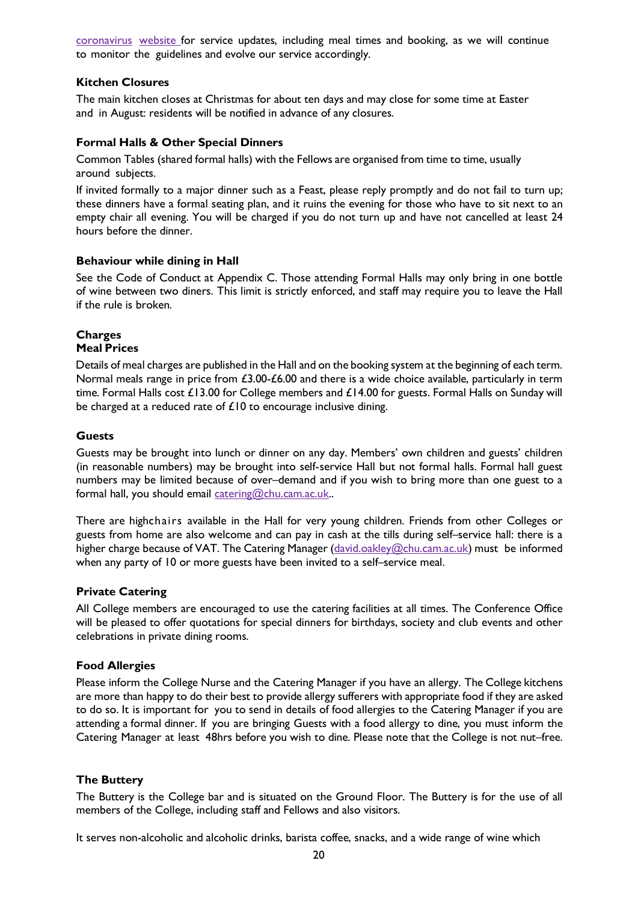coronavirus website for service updates, including meal times and booking, as we will continue to monitor the guidelines and evolve our service accordingly.

### Kitchen Closures

The main kitchen closes at Christmas for about ten days and may close for some time at Easter and in August: residents will be notified in advance of any closures.

### Formal Halls & Other Special Dinners

Common Tables (shared formal halls) with the Fellows are organised from time to time, usually around subjects.

If invited formally to a major dinner such as a Feast, please reply promptly and do not fail to turn up; these dinners have a formal seating plan, and it ruins the evening for those who have to sit next to an empty chair all evening. You will be charged if you do not turn up and have not cancelled at least 24 hours before the dinner.

### Behaviour while dining in Hall

See the Code of Conduct at Appendix C. Those attending Formal Halls may only bring in one bottle of wine between two diners. This limit is strictly enforced, and staff may require you to leave the Hall if the rule is broken.

### Charges

### Meal Prices

Details of meal charges are published in the Hall and on the booking system at the beginning of each term. Normal meals range in price from £3.00-£6.00 and there is a wide choice available, particularly in term time. Formal Halls cost £13.00 for College members and £14.00 for guests. Formal Halls on Sunday will be charged at a reduced rate of £10 to encourage inclusive dining.

### Guests

Guests may be brought into lunch or dinner on any day. Members' own children and guests' children (in reasonable numbers) may be brought into self-service Hall but not formal halls. Formal hall guest numbers may be limited because of over–demand and if you wish to bring more than one guest to a formal hall, you should email catering@chu.cam.ac.uk..

There are highchairs available in the Hall for very young children. Friends from other Colleges or guests from home are also welcome and can pay in cash at the tills during self–service hall: there is a higher charge because of VAT. The Catering Manager (david.oakley@chu.cam.ac.uk) must be informed when any party of 10 or more guests have been invited to a self–service meal.

### Private Catering

All College members are encouraged to use the catering facilities at all times. The Conference Office will be pleased to offer quotations for special dinners for birthdays, society and club events and other celebrations in private dining rooms.

### Food Allergies

Please inform the College Nurse and the Catering Manager if you have an allergy. The College kitchens are more than happy to do their best to provide allergy sufferers with appropriate food if they are asked to do so. It is important for you to send in details of food allergies to the Catering Manager if you are attending a formal dinner. If you are bringing Guests with a food allergy to dine, you must inform the Catering Manager at least 48hrs before you wish to dine. Please note that the College is not nut–free.

### The Buttery

The Buttery is the College bar and is situated on the Ground Floor. The Buttery is for the use of all members of the College, including staff and Fellows and also visitors.

It serves non-alcoholic and alcoholic drinks, barista coffee, snacks, and a wide range of wine which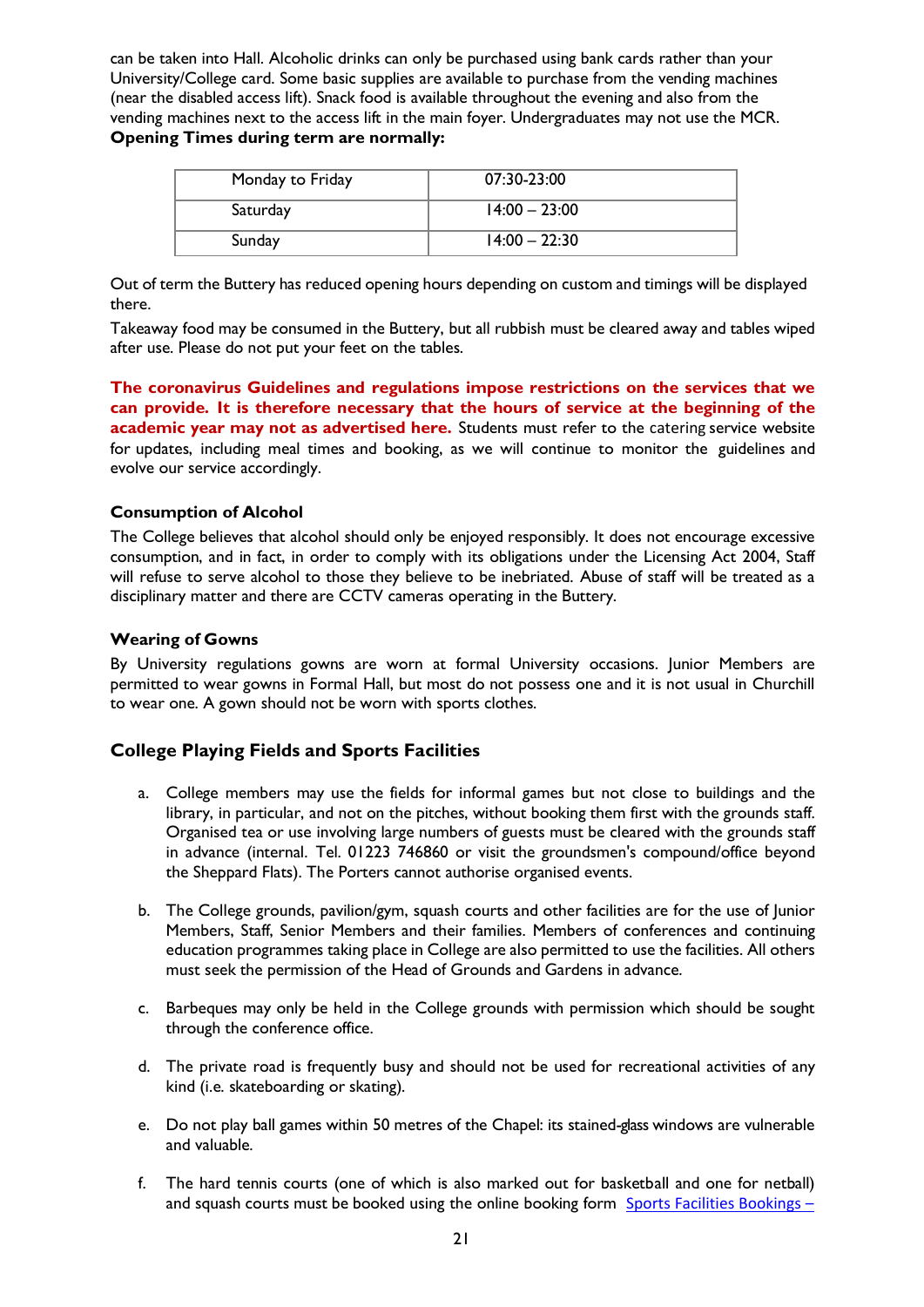can be taken into Hall. Alcoholic drinks can only be purchased using bank cards rather than your University/College card. Some basic supplies are available to purchase from the vending machines (near the disabled access lift). Snack food is available throughout the evening and also from the vending machines next to the access lift in the main foyer. Undergraduates may not use the MCR.

**Opening Times during term are normally:**

| | |
|---|---|
| Monday to Friday | 07:30-23:00 |
| Saturday | 14:00 – 23:00 |
| Sunday | 14:00 – 22:30 |

Out of term the Buttery has reduced opening hours depending on custom and timings will be displayed there.

Takeaway food may be consumed in the Buttery, but all rubbish must be cleared away and tables wiped after use. Please do not put your feet on the tables.

**The coronavirus Guidelines and regulations impose restrictions on the services that we can provide. It is therefore necessary that the hours of service at the beginning of the academic year may not as advertised here.** Students must refer to the catering service website for updates, including meal times and booking, as we will continue to monitor the guidelines and evolve our service accordingly.

### Consumption of Alcohol

The College believes that alcohol should only be enjoyed responsibly. It does not encourage excessive consumption, and in fact, in order to comply with its obligations under the Licensing Act 2004, Staff will refuse to serve alcohol to those they believe to be inebriated. Abuse of staff will be treated as a disciplinary matter and there are CCTV cameras operating in the Buttery.

### Wearing of Gowns

By University regulations gowns are worn at formal University occasions. Junior Members are permitted to wear gowns in Formal Hall, but most do not possess one and it is not usual in Churchill to wear one. A gown should not be worn with sports clothes.

## College Playing Fields and Sports Facilities

a. College members may use the fields for informal games but not close to buildings and the library, in particular, and not on the pitches, without booking them first with the grounds staff. Organised tea or use involving large numbers of guests must be cleared with the grounds staff in advance (internal. Tel. 01223 746860 or visit the groundsmen's compound/office beyond the Sheppard Flats). The Porters cannot authorise organised events.

b. The College grounds, pavilion/gym, squash courts and other facilities are for the use of Junior Members, Staff, Senior Members and their families. Members of conferences and continuing education programmes taking place in College are also permitted to use the facilities. All others must seek the permission of the Head of Grounds and Gardens in advance.

c. Barbeques may only be held in the College grounds with permission which should be sought through the conference office.

d. The private road is frequently busy and should not be used for recreational activities of any kind (i.e. skateboarding or skating).

e. Do not play ball games within 50 metres of the Chapel: its stained-glass windows are vulnerable and valuable.

f. The hard tennis courts (one of which is also marked out for basketball and one for netball) and squash courts must be booked using the online booking form Sports Facilities Bookings –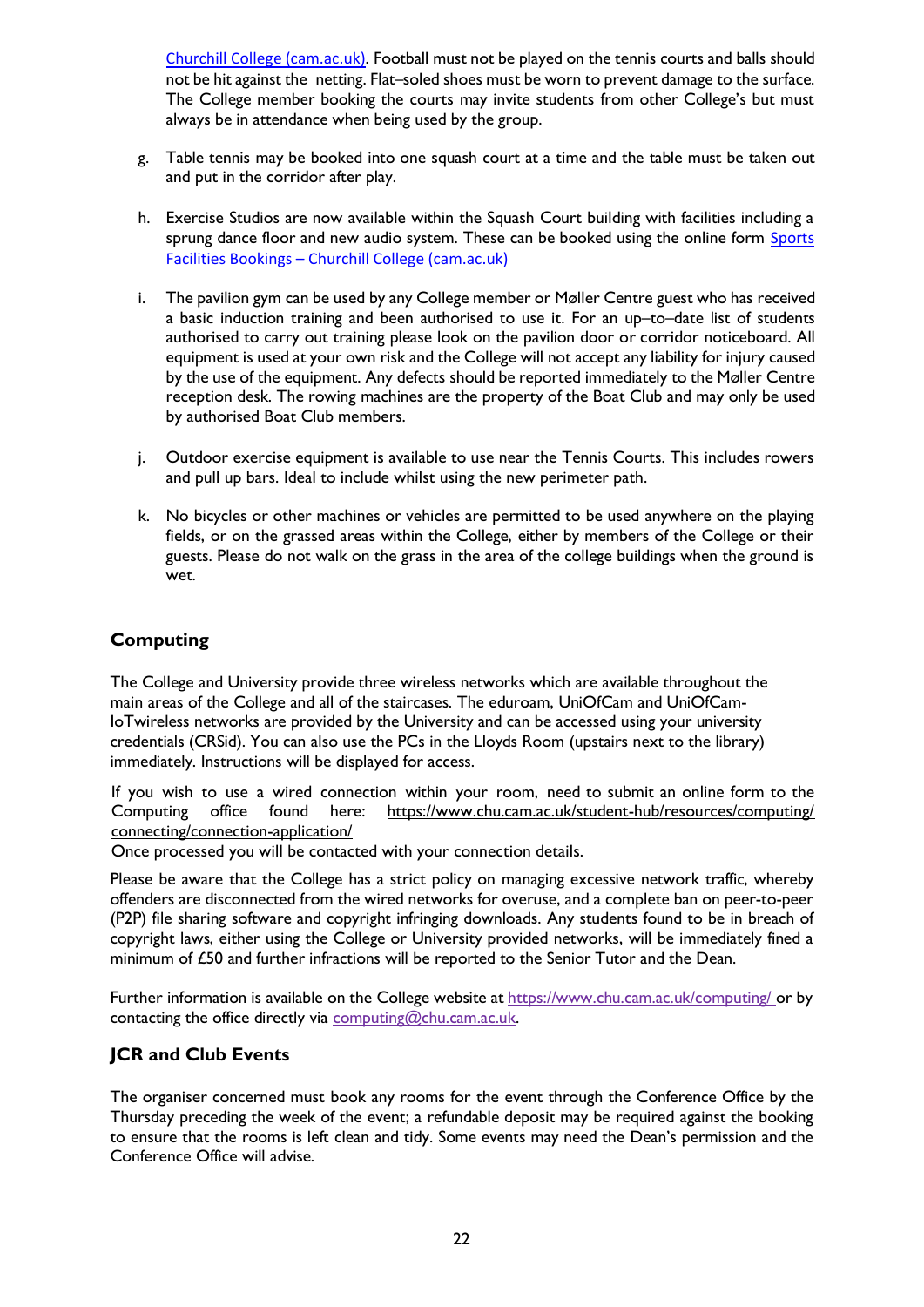Churchill College (cam.ac.uk). Football must not be played on the tennis courts and balls should not be hit against the netting. Flat–soled shoes must be worn to prevent damage to the surface. The College member booking the courts may invite students from other College's but must always be in attendance when being used by the group.

g. Table tennis may be booked into one squash court at a time and the table must be taken out and put in the corridor after play.

h. Exercise Studios are now available within the Squash Court building with facilities including a sprung dance floor and new audio system. These can be booked using the online form Sports Facilities Bookings – Churchill College (cam.ac.uk)

i. The pavilion gym can be used by any College member or Møller Centre guest who has received a basic induction training and been authorised to use it. For an up–to–date list of students authorised to carry out training please look on the pavilion door or corridor noticeboard. All equipment is used at your own risk and the College will not accept any liability for injury caused by the use of the equipment. Any defects should be reported immediately to the Møller Centre reception desk. The rowing machines are the property of the Boat Club and may only be used by authorised Boat Club members.

j. Outdoor exercise equipment is available to use near the Tennis Courts. This includes rowers and pull up bars. Ideal to include whilst using the new perimeter path.

k. No bicycles or other machines or vehicles are permitted to be used anywhere on the playing fields, or on the grassed areas within the College, either by members of the College or their guests. Please do not walk on the grass in the area of the college buildings when the ground is wet.

## Computing

The College and University provide three wireless networks which are available throughout the main areas of the College and all of the staircases. The eduroam, UniOfCam and UniOfCam-IoTwireless networks are provided by the University and can be accessed using your university credentials (CRSid). You can also use the PCs in the Lloyds Room (upstairs next to the library) immediately. Instructions will be displayed for access.

If you wish to use a wired connection within your room, need to submit an online form to the Computing office found here: https://www.chu.cam.ac.uk/student-hub/resources/computing/connecting/connection-application/
Once processed you will be contacted with your connection details.

Please be aware that the College has a strict policy on managing excessive network traffic, whereby offenders are disconnected from the wired networks for overuse, and a complete ban on peer-to-peer (P2P) file sharing software and copyright infringing downloads. Any students found to be in breach of copyright laws, either using the College or University provided networks, will be immediately fined a minimum of £50 and further infractions will be reported to the Senior Tutor and the Dean.

Further information is available on the College website at https://www.chu.cam.ac.uk/computing/ or by contacting the office directly via computing@chu.cam.ac.uk.

## JCR and Club Events

The organiser concerned must book any rooms for the event through the Conference Office by the Thursday preceding the week of the event; a refundable deposit may be required against the booking to ensure that the rooms is left clean and tidy. Some events may need the Dean's permission and the Conference Office will advise.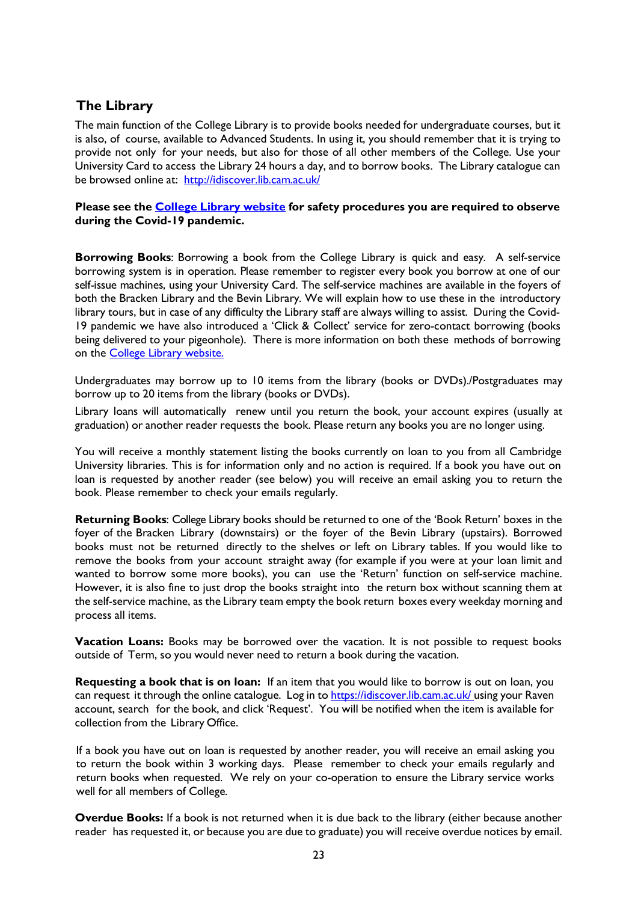## The Library

The main function of the College Library is to provide books needed for undergraduate courses, but it is also, of course, available to Advanced Students. In using it, you should remember that it is trying to provide not only for your needs, but also for those of all other members of the College. Use your University Card to access the Library 24 hours a day, and to borrow books. The Library catalogue can be browsed online at: http://idiscover.lib.cam.ac.uk/

**Please see the College Library website for safety procedures you are required to observe during the Covid-19 pandemic.**

**Borrowing Books**: Borrowing a book from the College Library is quick and easy. A self-service borrowing system is in operation. Please remember to register every book you borrow at one of our self-issue machines, using your University Card. The self-service machines are available in the foyers of both the Bracken Library and the Bevin Library. We will explain how to use these in the introductory library tours, but in case of any difficulty the Library staff are always willing to assist. During the Covid-19 pandemic we have also introduced a 'Click & Collect' service for zero-contact borrowing (books being delivered to your pigeonhole). There is more information on both these methods of borrowing on the College Library website.

Undergraduates may borrow up to 10 items from the library (books or DVDs)./Postgraduates may borrow up to 20 items from the library (books or DVDs).

Library loans will automatically renew until you return the book, your account expires (usually at graduation) or another reader requests the book. Please return any books you are no longer using.

You will receive a monthly statement listing the books currently on loan to you from all Cambridge University libraries. This is for information only and no action is required. If a book you have out on loan is requested by another reader (see below) you will receive an email asking you to return the book. Please remember to check your emails regularly.

**Returning Books**: College Library books should be returned to one of the 'Book Return' boxes in the foyer of the Bracken Library (downstairs) or the foyer of the Bevin Library (upstairs). Borrowed books must not be returned directly to the shelves or left on Library tables. If you would like to remove the books from your account straight away (for example if you were at your loan limit and wanted to borrow some more books), you can use the 'Return' function on self-service machine. However, it is also fine to just drop the books straight into the return box without scanning them at the self-service machine, as the Library team empty the book return boxes every weekday morning and process all items.

**Vacation Loans:** Books may be borrowed over the vacation. It is not possible to request books outside of Term, so you would never need to return a book during the vacation.

**Requesting a book that is on loan:** If an item that you would like to borrow is out on loan, you can request it through the online catalogue. Log in to https://idiscover.lib.cam.ac.uk/ using your Raven account, search for the book, and click 'Request'. You will be notified when the item is available for collection from the Library Office.

If a book you have out on loan is requested by another reader, you will receive an email asking you to return the book within 3 working days. Please remember to check your emails regularly and return books when requested. We rely on your co-operation to ensure the Library service works well for all members of College.

**Overdue Books:** If a book is not returned when it is due back to the library (either because another reader has requested it, or because you are due to graduate) you will receive overdue notices by email.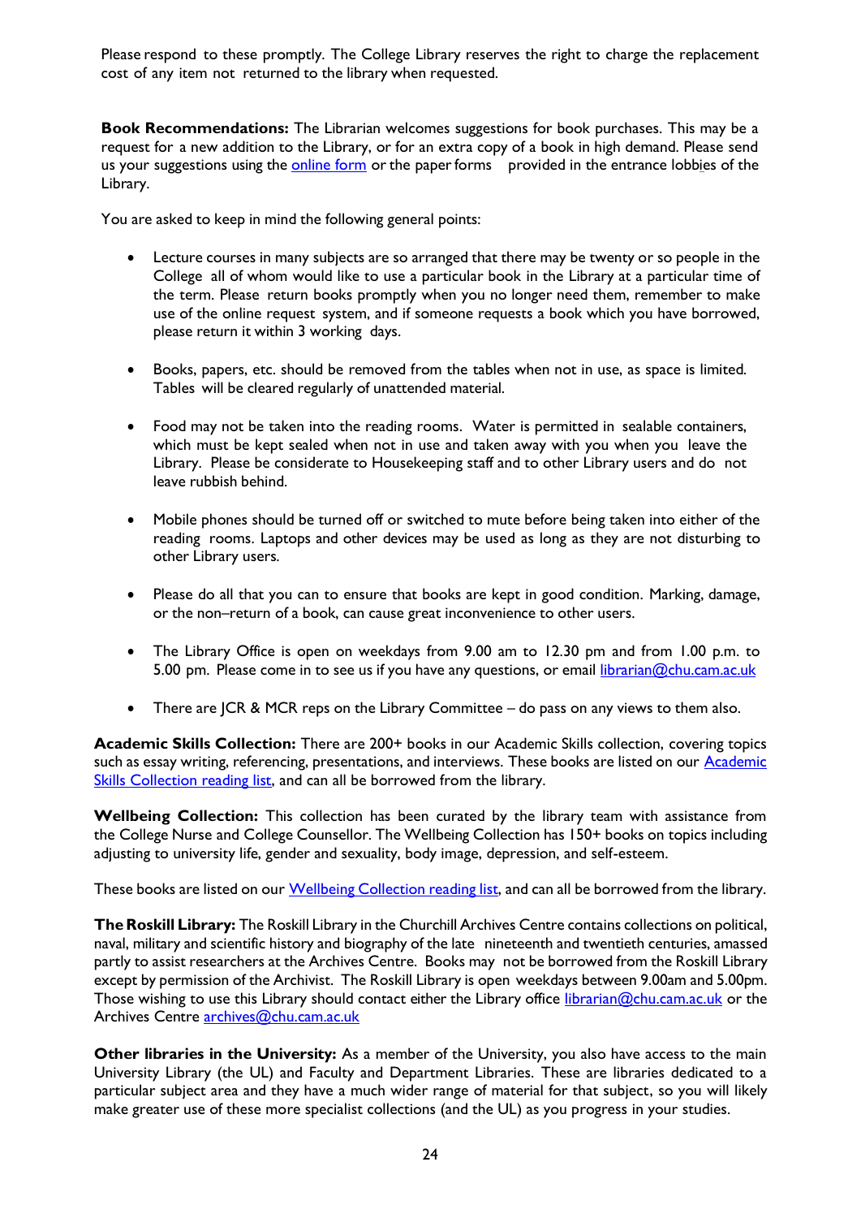Please respond to these promptly. The College Library reserves the right to charge the replacement cost of any item not returned to the library when requested.

**Book Recommendations:** The Librarian welcomes suggestions for book purchases. This may be a request for a new addition to the Library, or for an extra copy of a book in high demand. Please send us your suggestions using the online form or the paper forms provided in the entrance lobbies of the Library.

You are asked to keep in mind the following general points:

- Lecture courses in many subjects are so arranged that there may be twenty or so people in the College all of whom would like to use a particular book in the Library at a particular time of the term. Please return books promptly when you no longer need them, remember to make use of the online request system, and if someone requests a book which you have borrowed, please return it within 3 working days.

- Books, papers, etc. should be removed from the tables when not in use, as space is limited. Tables will be cleared regularly of unattended material.

- Food may not be taken into the reading rooms. Water is permitted in sealable containers, which must be kept sealed when not in use and taken away with you when you leave the Library. Please be considerate to Housekeeping staff and to other Library users and do not leave rubbish behind.

- Mobile phones should be turned off or switched to mute before being taken into either of the reading rooms. Laptops and other devices may be used as long as they are not disturbing to other Library users.

- Please do all that you can to ensure that books are kept in good condition. Marking, damage, or the non–return of a book, can cause great inconvenience to other users.

- The Library Office is open on weekdays from 9.00 am to 12.30 pm and from 1.00 p.m. to 5.00 pm. Please come in to see us if you have any questions, or email librarian@chu.cam.ac.uk

- There are JCR & MCR reps on the Library Committee – do pass on any views to them also.

**Academic Skills Collection:** There are 200+ books in our Academic Skills collection, covering topics such as essay writing, referencing, presentations, and interviews. These books are listed on our Academic Skills Collection reading list, and can all be borrowed from the library.

**Wellbeing Collection:** This collection has been curated by the library team with assistance from the College Nurse and College Counsellor. The Wellbeing Collection has 150+ books on topics including adjusting to university life, gender and sexuality, body image, depression, and self-esteem.

These books are listed on our Wellbeing Collection reading list, and can all be borrowed from the library.

**The Roskill Library:** The Roskill Library in the Churchill Archives Centre contains collections on political, naval, military and scientific history and biography of the late nineteenth and twentieth centuries, amassed partly to assist researchers at the Archives Centre. Books may not be borrowed from the Roskill Library except by permission of the Archivist. The Roskill Library is open weekdays between 9.00am and 5.00pm. Those wishing to use this Library should contact either the Library office librarian@chu.cam.ac.uk or the Archives Centre archives@chu.cam.ac.uk

**Other libraries in the University:** As a member of the University, you also have access to the main University Library (the UL) and Faculty and Department Libraries. These are libraries dedicated to a particular subject area and they have a much wider range of material for that subject, so you will likely make greater use of these more specialist collections (and the UL) as you progress in your studies.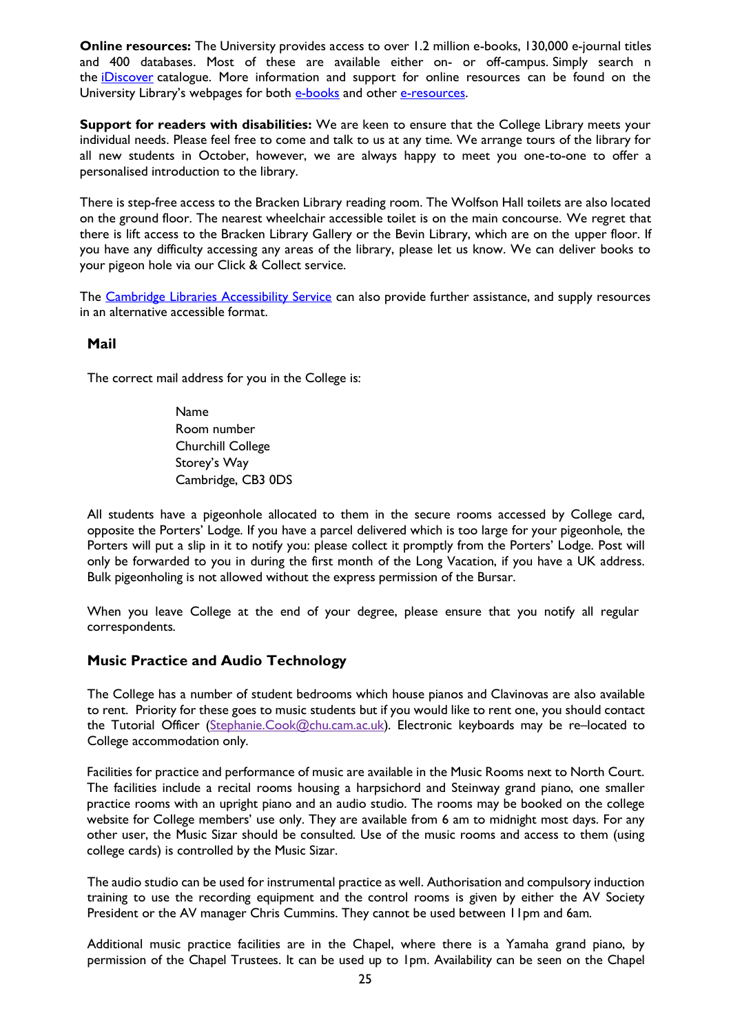**Online resources:** The University provides access to over 1.2 million e-books, 130,000 e-journal titles and 400 databases. Most of these are available either on- or off-campus. Simply search n the iDiscover catalogue. More information and support for online resources can be found on the University Library's webpages for both e-books and other e-resources.

**Support for readers with disabilities:** We are keen to ensure that the College Library meets your individual needs. Please feel free to come and talk to us at any time. We arrange tours of the library for all new students in October, however, we are always happy to meet you one-to-one to offer a personalised introduction to the library.

There is step-free access to the Bracken Library reading room. The Wolfson Hall toilets are also located on the ground floor. The nearest wheelchair accessible toilet is on the main concourse. We regret that there is lift access to the Bracken Library Gallery or the Bevin Library, which are on the upper floor. If you have any difficulty accessing any areas of the library, please let us know. We can deliver books to your pigeon hole via our Click & Collect service.

The Cambridge Libraries Accessibility Service can also provide further assistance, and supply resources in an alternative accessible format.

## Mail

The correct mail address for you in the College is:

> Name
> Room number
> Churchill College
> Storey's Way
> Cambridge, CB3 0DS

All students have a pigeonhole allocated to them in the secure rooms accessed by College card, opposite the Porters' Lodge. If you have a parcel delivered which is too large for your pigeonhole, the Porters will put a slip in it to notify you: please collect it promptly from the Porters' Lodge. Post will only be forwarded to you in during the first month of the Long Vacation, if you have a UK address. Bulk pigeonholing is not allowed without the express permission of the Bursar.

When you leave College at the end of your degree, please ensure that you notify all regular correspondents.

## Music Practice and Audio Technology

The College has a number of student bedrooms which house pianos and Clavinovas are also available to rent. Priority for these goes to music students but if you would like to rent one, you should contact the Tutorial Officer (Stephanie.Cook@chu.cam.ac.uk). Electronic keyboards may be re–located to College accommodation only.

Facilities for practice and performance of music are available in the Music Rooms next to North Court. The facilities include a recital rooms housing a harpsichord and Steinway grand piano, one smaller practice rooms with an upright piano and an audio studio. The rooms may be booked on the college website for College members' use only. They are available from 6 am to midnight most days. For any other user, the Music Sizar should be consulted. Use of the music rooms and access to them (using college cards) is controlled by the Music Sizar.

The audio studio can be used for instrumental practice as well. Authorisation and compulsory induction training to use the recording equipment and the control rooms is given by either the AV Society President or the AV manager Chris Cummins. They cannot be used between 11pm and 6am.

Additional music practice facilities are in the Chapel, where there is a Yamaha grand piano, by permission of the Chapel Trustees. It can be used up to 1pm. Availability can be seen on the Chapel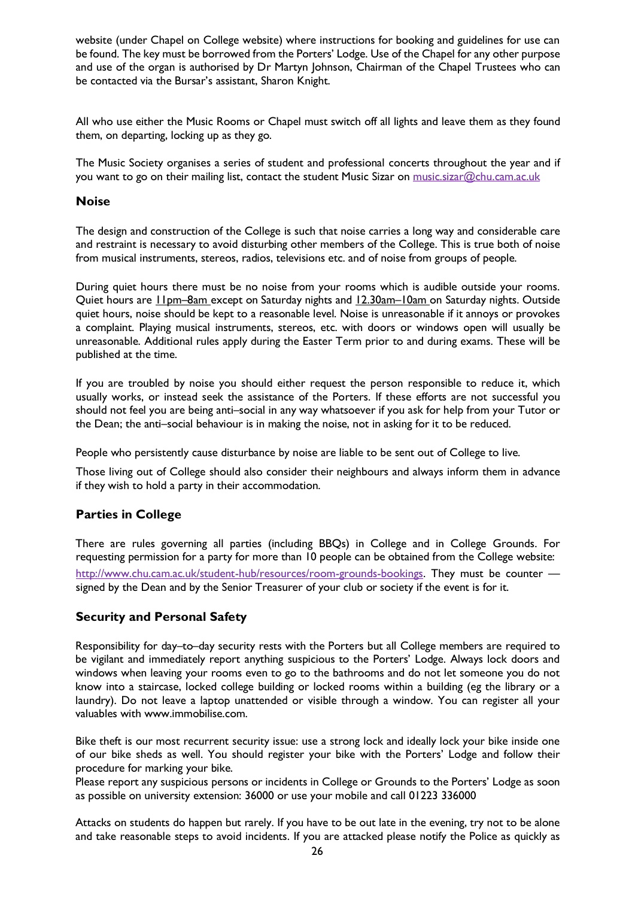website (under Chapel on College website) where instructions for booking and guidelines for use can be found. The key must be borrowed from the Porters' Lodge. Use of the Chapel for any other purpose and use of the organ is authorised by Dr Martyn Johnson, Chairman of the Chapel Trustees who can be contacted via the Bursar's assistant, Sharon Knight.

All who use either the Music Rooms or Chapel must switch off all lights and leave them as they found them, on departing, locking up as they go.

The Music Society organises a series of student and professional concerts throughout the year and if you want to go on their mailing list, contact the student Music Sizar on music.sizar@chu.cam.ac.uk

### Noise

The design and construction of the College is such that noise carries a long way and considerable care and restraint is necessary to avoid disturbing other members of the College. This is true both of noise from musical instruments, stereos, radios, televisions etc. and of noise from groups of people.

During quiet hours there must be no noise from your rooms which is audible outside your rooms. Quiet hours are 11pm–8am except on Saturday nights and 12.30am–10am on Saturday nights. Outside quiet hours, noise should be kept to a reasonable level. Noise is unreasonable if it annoys or provokes a complaint. Playing musical instruments, stereos, etc. with doors or windows open will usually be unreasonable. Additional rules apply during the Easter Term prior to and during exams. These will be published at the time.

If you are troubled by noise you should either request the person responsible to reduce it, which usually works, or instead seek the assistance of the Porters. If these efforts are not successful you should not feel you are being anti–social in any way whatsoever if you ask for help from your Tutor or the Dean; the anti–social behaviour is in making the noise, not in asking for it to be reduced.

People who persistently cause disturbance by noise are liable to be sent out of College to live.

Those living out of College should also consider their neighbours and always inform them in advance if they wish to hold a party in their accommodation.

### Parties in College

There are rules governing all parties (including BBQs) in College and in College Grounds. For requesting permission for a party for more than 10 people can be obtained from the College website: http://www.chu.cam.ac.uk/student-hub/resources/room-grounds-bookings. They must be counter — signed by the Dean and by the Senior Treasurer of your club or society if the event is for it.

### Security and Personal Safety

Responsibility for day–to–day security rests with the Porters but all College members are required to be vigilant and immediately report anything suspicious to the Porters' Lodge. Always lock doors and windows when leaving your rooms even to go to the bathrooms and do not let someone you do not know into a staircase, locked college building or locked rooms within a building (eg the library or a laundry). Do not leave a laptop unattended or visible through a window. You can register all your valuables with www.immobilise.com.

Bike theft is our most recurrent security issue: use a strong lock and ideally lock your bike inside one of our bike sheds as well. You should register your bike with the Porters' Lodge and follow their procedure for marking your bike.
Please report any suspicious persons or incidents in College or Grounds to the Porters' Lodge as soon as possible on university extension: 36000 or use your mobile and call 01223 336000

Attacks on students do happen but rarely. If you have to be out late in the evening, try not to be alone and take reasonable steps to avoid incidents. If you are attacked please notify the Police as quickly as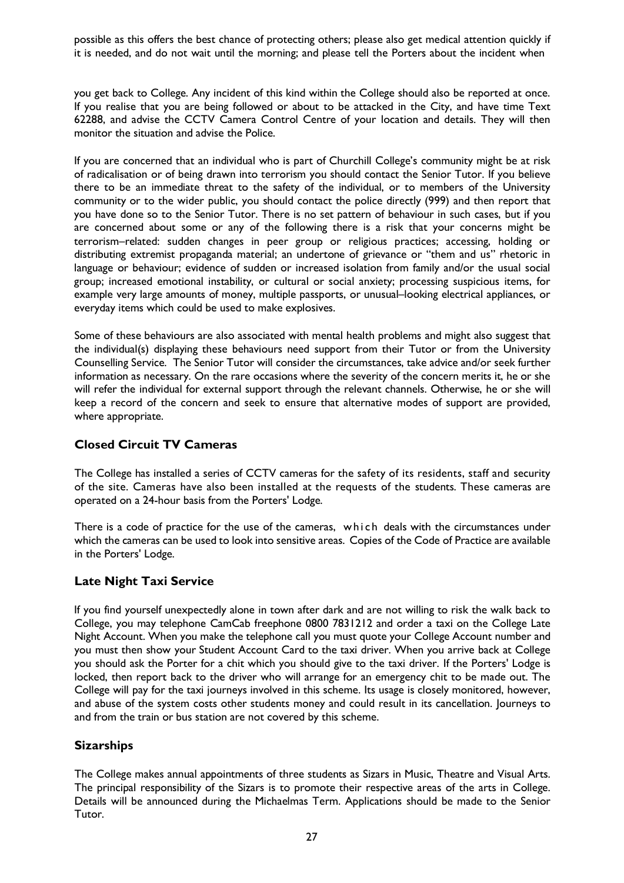possible as this offers the best chance of protecting others; please also get medical attention quickly if it is needed, and do not wait until the morning; and please tell the Porters about the incident when

you get back to College. Any incident of this kind within the College should also be reported at once. If you realise that you are being followed or about to be attacked in the City, and have time Text 62288, and advise the CCTV Camera Control Centre of your location and details. They will then monitor the situation and advise the Police.

If you are concerned that an individual who is part of Churchill College's community might be at risk of radicalisation or of being drawn into terrorism you should contact the Senior Tutor. If you believe there to be an immediate threat to the safety of the individual, or to members of the University community or to the wider public, you should contact the police directly (999) and then report that you have done so to the Senior Tutor. There is no set pattern of behaviour in such cases, but if you are concerned about some or any of the following there is a risk that your concerns might be terrorism–related: sudden changes in peer group or religious practices; accessing, holding or distributing extremist propaganda material; an undertone of grievance or "them and us" rhetoric in language or behaviour; evidence of sudden or increased isolation from family and/or the usual social group; increased emotional instability, or cultural or social anxiety; processing suspicious items, for example very large amounts of money, multiple passports, or unusual–looking electrical appliances, or everyday items which could be used to make explosives.

Some of these behaviours are also associated with mental health problems and might also suggest that the individual(s) displaying these behaviours need support from their Tutor or from the University Counselling Service. The Senior Tutor will consider the circumstances, take advice and/or seek further information as necessary. On the rare occasions where the severity of the concern merits it, he or she will refer the individual for external support through the relevant channels. Otherwise, he or she will keep a record of the concern and seek to ensure that alternative modes of support are provided, where appropriate.

## Closed Circuit TV Cameras

The College has installed a series of CCTV cameras for the safety of its residents, staff and security of the site. Cameras have also been installed at the requests of the students. These cameras are operated on a 24-hour basis from the Porters' Lodge.

There is a code of practice for the use of the cameras, which deals with the circumstances under which the cameras can be used to look into sensitive areas. Copies of the Code of Practice are available in the Porters' Lodge.

## Late Night Taxi Service

If you find yourself unexpectedly alone in town after dark and are not willing to risk the walk back to College, you may telephone CamCab freephone 0800 7831212 and order a taxi on the College Late Night Account. When you make the telephone call you must quote your College Account number and you must then show your Student Account Card to the taxi driver. When you arrive back at College you should ask the Porter for a chit which you should give to the taxi driver. If the Porters' Lodge is locked, then report back to the driver who will arrange for an emergency chit to be made out. The College will pay for the taxi journeys involved in this scheme. Its usage is closely monitored, however, and abuse of the system costs other students money and could result in its cancellation. Journeys to and from the train or bus station are not covered by this scheme.

## Sizarships

The College makes annual appointments of three students as Sizars in Music, Theatre and Visual Arts. The principal responsibility of the Sizars is to promote their respective areas of the arts in College. Details will be announced during the Michaelmas Term. Applications should be made to the Senior Tutor.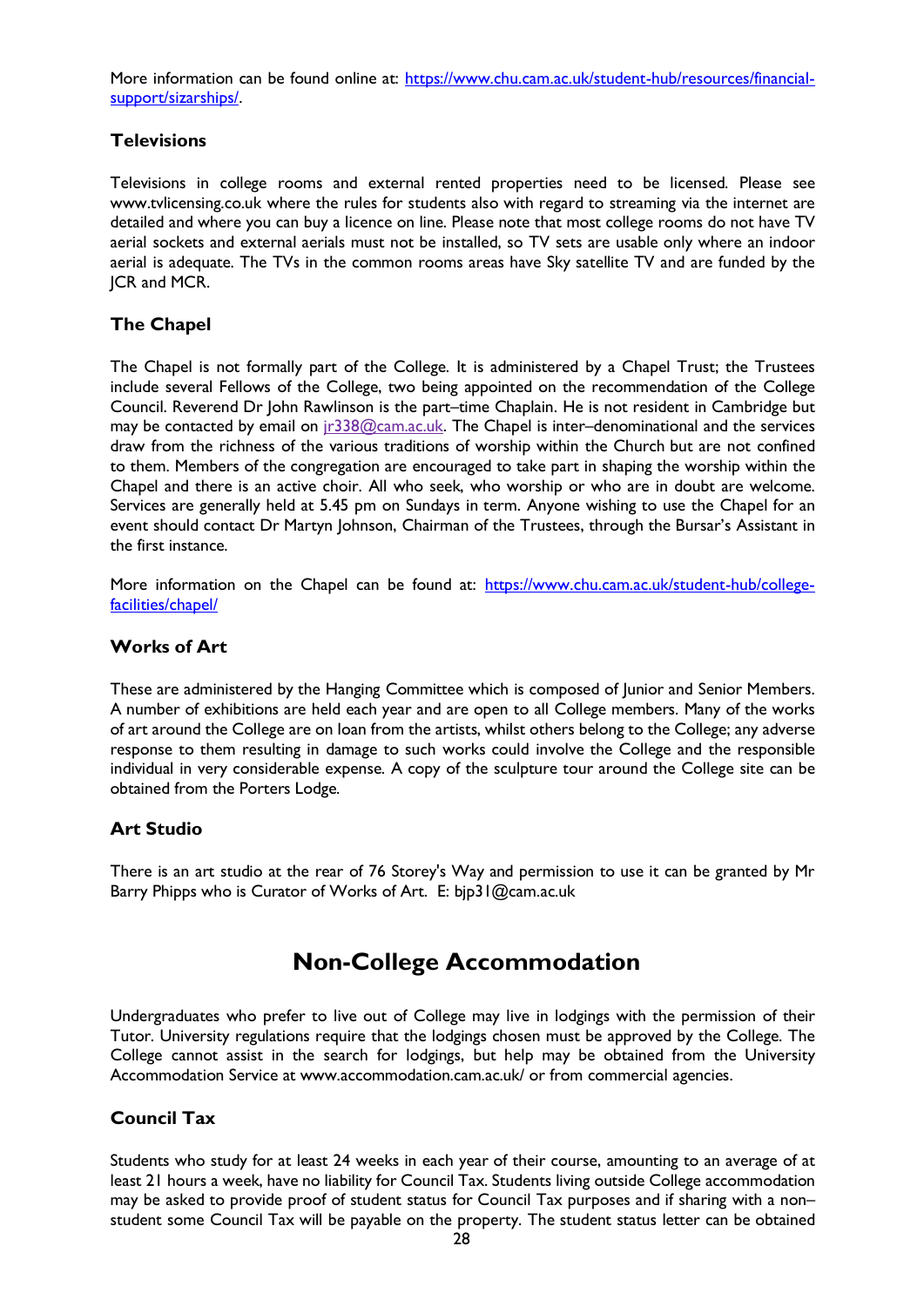More information can be found online at: [https://www.chu.cam.ac.uk/student-hub/resources/financial-support/sizarships/](https://www.chu.cam.ac.uk/student-hub/resources/financial-support/sizarships/).

### Televisions

Televisions in college rooms and external rented properties need to be licensed. Please see www.tvlicensing.co.uk where the rules for students also with regard to streaming via the internet are detailed and where you can buy a licence on line. Please note that most college rooms do not have TV aerial sockets and external aerials must not be installed, so TV sets are usable only where an indoor aerial is adequate. The TVs in the common rooms areas have Sky satellite TV and are funded by the JCR and MCR.

### The Chapel

The Chapel is not formally part of the College. It is administered by a Chapel Trust; the Trustees include several Fellows of the College, two being appointed on the recommendation of the College Council. Reverend Dr John Rawlinson is the part–time Chaplain. He is not resident in Cambridge but may be contacted by email on [jr338@cam.ac.uk](mailto:jr338@cam.ac.uk). The Chapel is inter–denominational and the services draw from the richness of the various traditions of worship within the Church but are not confined to them. Members of the congregation are encouraged to take part in shaping the worship within the Chapel and there is an active choir. All who seek, who worship or who are in doubt are welcome. Services are generally held at 5.45 pm on Sundays in term. Anyone wishing to use the Chapel for an event should contact Dr Martyn Johnson, Chairman of the Trustees, through the Bursar's Assistant in the first instance.

More information on the Chapel can be found at: [https://www.chu.cam.ac.uk/student-hub/college-facilities/chapel/](https://www.chu.cam.ac.uk/student-hub/college-facilities/chapel/)

### Works of Art

These are administered by the Hanging Committee which is composed of Junior and Senior Members. A number of exhibitions are held each year and are open to all College members. Many of the works of art around the College are on loan from the artists, whilst others belong to the College; any adverse response to them resulting in damage to such works could involve the College and the responsible individual in very considerable expense. A copy of the sculpture tour around the College site can be obtained from the Porters Lodge.

### Art Studio

There is an art studio at the rear of 76 Storey's Way and permission to use it can be granted by Mr Barry Phipps who is Curator of Works of Art. E: bjp31@cam.ac.uk

## Non-College Accommodation

Undergraduates who prefer to live out of College may live in lodgings with the permission of their Tutor. University regulations require that the lodgings chosen must be approved by the College. The College cannot assist in the search for lodgings, but help may be obtained from the University Accommodation Service at www.accommodation.cam.ac.uk/ or from commercial agencies.

### Council Tax

Students who study for at least 24 weeks in each year of their course, amounting to an average of at least 21 hours a week, have no liability for Council Tax. Students living outside College accommodation may be asked to provide proof of student status for Council Tax purposes and if sharing with a non–student some Council Tax will be payable on the property. The student status letter can be obtained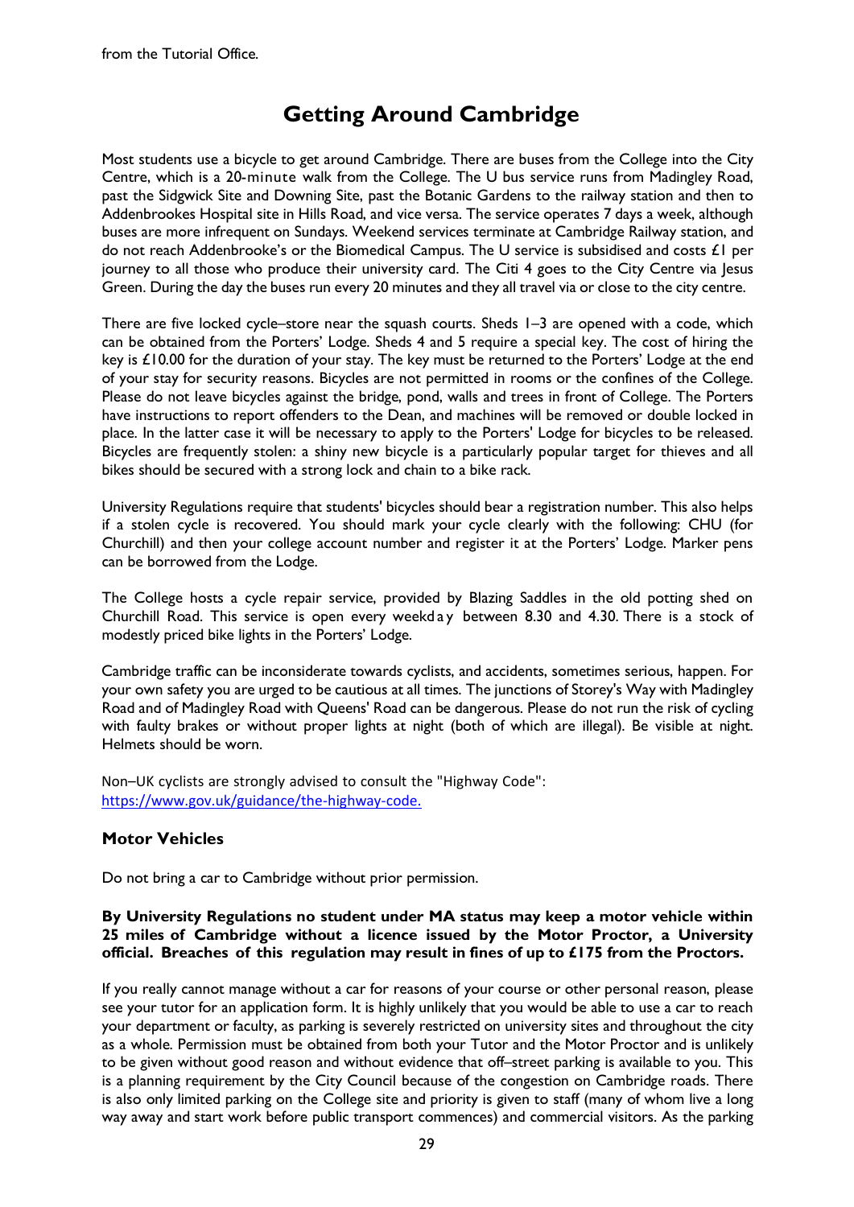from the Tutorial Office.

# Getting Around Cambridge

Most students use a bicycle to get around Cambridge. There are buses from the College into the City Centre, which is a 20-minute walk from the College. The U bus service runs from Madingley Road, past the Sidgwick Site and Downing Site, past the Botanic Gardens to the railway station and then to Addenbrookes Hospital site in Hills Road, and vice versa. The service operates 7 days a week, although buses are more infrequent on Sundays. Weekend services terminate at Cambridge Railway station, and do not reach Addenbrooke's or the Biomedical Campus. The U service is subsidised and costs £1 per journey to all those who produce their university card. The Citi 4 goes to the City Centre via Jesus Green. During the day the buses run every 20 minutes and they all travel via or close to the city centre.

There are five locked cycle–store near the squash courts. Sheds 1–3 are opened with a code, which can be obtained from the Porters' Lodge. Sheds 4 and 5 require a special key. The cost of hiring the key is £10.00 for the duration of your stay. The key must be returned to the Porters' Lodge at the end of your stay for security reasons. Bicycles are not permitted in rooms or the confines of the College. Please do not leave bicycles against the bridge, pond, walls and trees in front of College. The Porters have instructions to report offenders to the Dean, and machines will be removed or double locked in place. In the latter case it will be necessary to apply to the Porters' Lodge for bicycles to be released. Bicycles are frequently stolen: a shiny new bicycle is a particularly popular target for thieves and all bikes should be secured with a strong lock and chain to a bike rack.

University Regulations require that students' bicycles should bear a registration number. This also helps if a stolen cycle is recovered. You should mark your cycle clearly with the following: CHU (for Churchill) and then your college account number and register it at the Porters' Lodge. Marker pens can be borrowed from the Lodge.

The College hosts a cycle repair service, provided by Blazing Saddles in the old potting shed on Churchill Road. This service is open every weekday between 8.30 and 4.30. There is a stock of modestly priced bike lights in the Porters' Lodge.

Cambridge traffic can be inconsiderate towards cyclists, and accidents, sometimes serious, happen. For your own safety you are urged to be cautious at all times. The junctions of Storey's Way with Madingley Road and of Madingley Road with Queens' Road can be dangerous. Please do not run the risk of cycling with faulty brakes or without proper lights at night (both of which are illegal). Be visible at night. Helmets should be worn.

Non–UK cyclists are strongly advised to consult the "Highway Code": [https://www.gov.uk/guidance/the-highway-code.](https://www.gov.uk/guidance/the-highway-code)

### Motor Vehicles

Do not bring a car to Cambridge without prior permission.

**By University Regulations no student under MA status may keep a motor vehicle within 25 miles of Cambridge without a licence issued by the Motor Proctor, a University official. Breaches of this regulation may result in fines of up to £175 from the Proctors.**

If you really cannot manage without a car for reasons of your course or other personal reason, please see your tutor for an application form. It is highly unlikely that you would be able to use a car to reach your department or faculty, as parking is severely restricted on university sites and throughout the city as a whole. Permission must be obtained from both your Tutor and the Motor Proctor and is unlikely to be given without good reason and without evidence that off–street parking is available to you. This is a planning requirement by the City Council because of the congestion on Cambridge roads. There is also only limited parking on the College site and priority is given to staff (many of whom live a long way away and start work before public transport commences) and commercial visitors. As the parking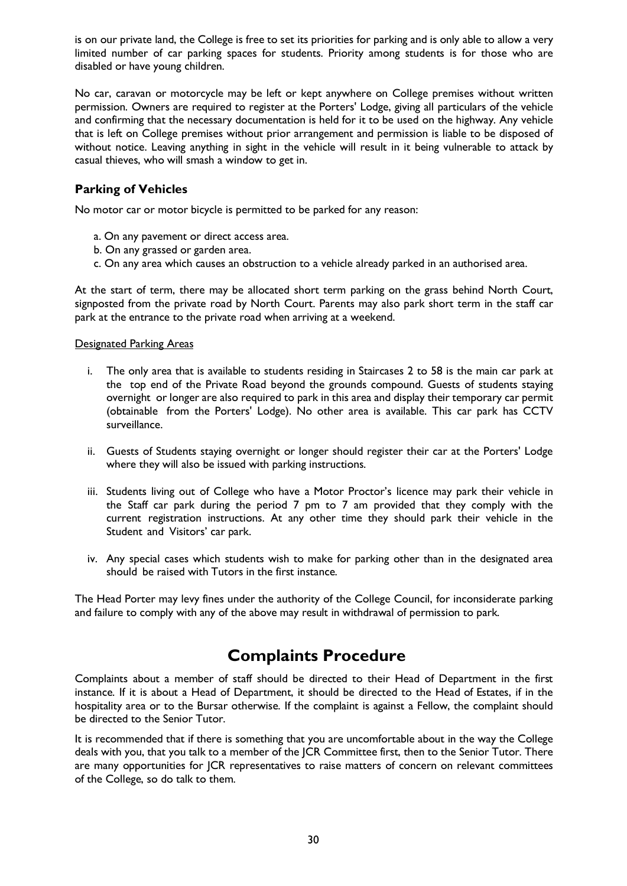is on our private land, the College is free to set its priorities for parking and is only able to allow a very limited number of car parking spaces for students. Priority among students is for those who are disabled or have young children.

No car, caravan or motorcycle may be left or kept anywhere on College premises without written permission. Owners are required to register at the Porters' Lodge, giving all particulars of the vehicle and confirming that the necessary documentation is held for it to be used on the highway. Any vehicle that is left on College premises without prior arrangement and permission is liable to be disposed of without notice. Leaving anything in sight in the vehicle will result in it being vulnerable to attack by casual thieves, who will smash a window to get in.

### Parking of Vehicles

No motor car or motor bicycle is permitted to be parked for any reason:

a. On any pavement or direct access area.
b. On any grassed or garden area.
c. On any area which causes an obstruction to a vehicle already parked in an authorised area.

At the start of term, there may be allocated short term parking on the grass behind North Court, signposted from the private road by North Court. Parents may also park short term in the staff car park at the entrance to the private road when arriving at a weekend.

Designated Parking Areas

i. The only area that is available to students residing in Staircases 2 to 58 is the main car park at the top end of the Private Road beyond the grounds compound. Guests of students staying overnight or longer are also required to park in this area and display their temporary car permit (obtainable from the Porters' Lodge). No other area is available. This car park has CCTV surveillance.

ii. Guests of Students staying overnight or longer should register their car at the Porters' Lodge where they will also be issued with parking instructions.

iii. Students living out of College who have a Motor Proctor's licence may park their vehicle in the Staff car park during the period 7 pm to 7 am provided that they comply with the current registration instructions. At any other time they should park their vehicle in the Student and Visitors' car park.

iv. Any special cases which students wish to make for parking other than in the designated area should be raised with Tutors in the first instance.

The Head Porter may levy fines under the authority of the College Council, for inconsiderate parking and failure to comply with any of the above may result in withdrawal of permission to park.

## Complaints Procedure

Complaints about a member of staff should be directed to their Head of Department in the first instance. If it is about a Head of Department, it should be directed to the Head of Estates, if in the hospitality area or to the Bursar otherwise. If the complaint is against a Fellow, the complaint should be directed to the Senior Tutor.

It is recommended that if there is something that you are uncomfortable about in the way the College deals with you, that you talk to a member of the JCR Committee first, then to the Senior Tutor. There are many opportunities for JCR representatives to raise matters of concern on relevant committees of the College, so do talk to them.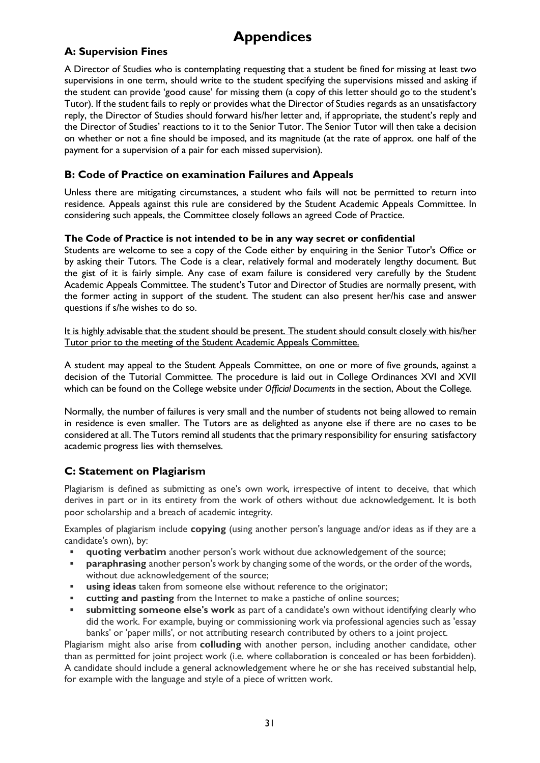# Appendices

## A: Supervision Fines

A Director of Studies who is contemplating requesting that a student be fined for missing at least two supervisions in one term, should write to the student specifying the supervisions missed and asking if the student can provide 'good cause' for missing them (a copy of this letter should go to the student's Tutor). If the student fails to reply or provides what the Director of Studies regards as an unsatisfactory reply, the Director of Studies should forward his/her letter and, if appropriate, the student's reply and the Director of Studies' reactions to it to the Senior Tutor. The Senior Tutor will then take a decision on whether or not a fine should be imposed, and its magnitude (at the rate of approx. one half of the payment for a supervision of a pair for each missed supervision).

## B: Code of Practice on examination Failures and Appeals

Unless there are mitigating circumstances, a student who fails will not be permitted to return into residence. Appeals against this rule are considered by the Student Academic Appeals Committee. In considering such appeals, the Committee closely follows an agreed Code of Practice.

**The Code of Practice is not intended to be in any way secret or confidential**

Students are welcome to see a copy of the Code either by enquiring in the Senior Tutor's Office or by asking their Tutors. The Code is a clear, relatively formal and moderately lengthy document. But the gist of it is fairly simple. Any case of exam failure is considered very carefully by the Student Academic Appeals Committee. The student's Tutor and Director of Studies are normally present, with the former acting in support of the student. The student can also present her/his case and answer questions if s/he wishes to do so.

<u>It is highly advisable that the student should be present. The student should consult closely with his/her Tutor prior to the meeting of the Student Academic Appeals Committee.</u>

A student may appeal to the Student Appeals Committee, on one or more of five grounds, against a decision of the Tutorial Committee. The procedure is laid out in College Ordinances XVI and XVII which can be found on the College website under *Official Documents* in the section, About the College.

Normally, the number of failures is very small and the number of students not being allowed to remain in residence is even smaller. The Tutors are as delighted as anyone else if there are no cases to be considered at all. The Tutors remind all students that the primary responsibility for ensuring satisfactory academic progress lies with themselves.

## C: Statement on Plagiarism

Plagiarism is defined as submitting as one's own work, irrespective of intent to deceive, that which derives in part or in its entirety from the work of others without due acknowledgement. It is both poor scholarship and a breach of academic integrity.

Examples of plagiarism include **copying** (using another person's language and/or ideas as if they are a candidate's own), by:

- **quoting verbatim** another person's work without due acknowledgement of the source;
- **paraphrasing** another person's work by changing some of the words, or the order of the words, without due acknowledgement of the source;
- **using ideas** taken from someone else without reference to the originator;
- **cutting and pasting** from the Internet to make a pastiche of online sources;
- **submitting someone else's work** as part of a candidate's own without identifying clearly who did the work. For example, buying or commissioning work via professional agencies such as 'essay banks' or 'paper mills', or not attributing research contributed by others to a joint project.

Plagiarism might also arise from **colluding** with another person, including another candidate, other than as permitted for joint project work (i.e. where collaboration is concealed or has been forbidden). A candidate should include a general acknowledgement where he or she has received substantial help, for example with the language and style of a piece of written work.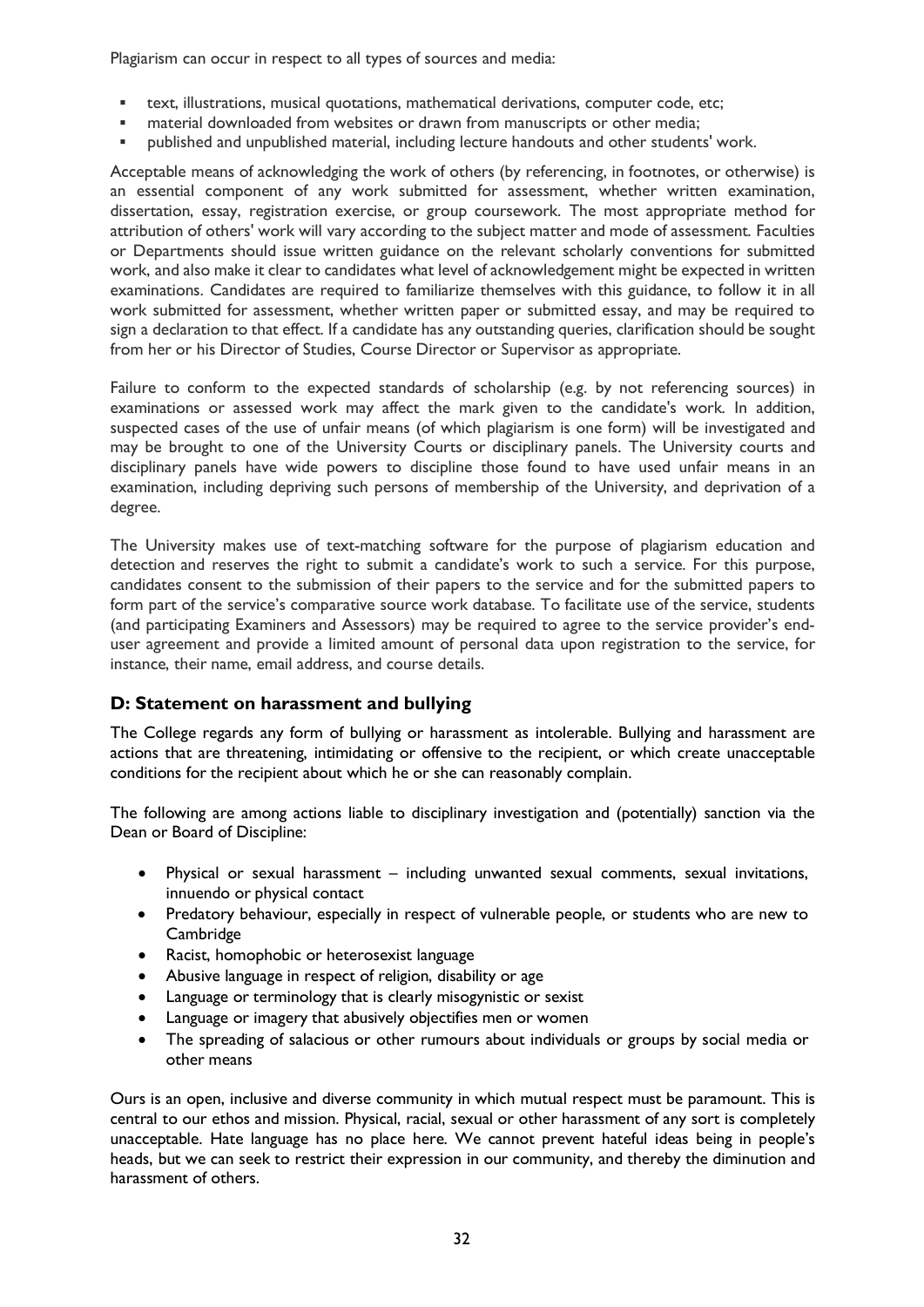Plagiarism can occur in respect to all types of sources and media:

- text, illustrations, musical quotations, mathematical derivations, computer code, etc;
- material downloaded from websites or drawn from manuscripts or other media;
- published and unpublished material, including lecture handouts and other students' work.

Acceptable means of acknowledging the work of others (by referencing, in footnotes, or otherwise) is an essential component of any work submitted for assessment, whether written examination, dissertation, essay, registration exercise, or group coursework. The most appropriate method for attribution of others' work will vary according to the subject matter and mode of assessment. Faculties or Departments should issue written guidance on the relevant scholarly conventions for submitted work, and also make it clear to candidates what level of acknowledgement might be expected in written examinations. Candidates are required to familiarize themselves with this guidance, to follow it in all work submitted for assessment, whether written paper or submitted essay, and may be required to sign a declaration to that effect. If a candidate has any outstanding queries, clarification should be sought from her or his Director of Studies, Course Director or Supervisor as appropriate.

Failure to conform to the expected standards of scholarship (e.g. by not referencing sources) in examinations or assessed work may affect the mark given to the candidate's work. In addition, suspected cases of the use of unfair means (of which plagiarism is one form) will be investigated and may be brought to one of the University Courts or disciplinary panels. The University courts and disciplinary panels have wide powers to discipline those found to have used unfair means in an examination, including depriving such persons of membership of the University, and deprivation of a degree.

The University makes use of text-matching software for the purpose of plagiarism education and detection and reserves the right to submit a candidate's work to such a service. For this purpose, candidates consent to the submission of their papers to the service and for the submitted papers to form part of the service's comparative source work database. To facilitate use of the service, students (and participating Examiners and Assessors) may be required to agree to the service provider's end-user agreement and provide a limited amount of personal data upon registration to the service, for instance, their name, email address, and course details.

## D: Statement on harassment and bullying

The College regards any form of bullying or harassment as intolerable. Bullying and harassment are actions that are threatening, intimidating or offensive to the recipient, or which create unacceptable conditions for the recipient about which he or she can reasonably complain.

The following are among actions liable to disciplinary investigation and (potentially) sanction via the Dean or Board of Discipline:

- Physical or sexual harassment – including unwanted sexual comments, sexual invitations, innuendo or physical contact
- Predatory behaviour, especially in respect of vulnerable people, or students who are new to Cambridge
- Racist, homophobic or heterosexist language
- Abusive language in respect of religion, disability or age
- Language or terminology that is clearly misogynistic or sexist
- Language or imagery that abusively objectifies men or women
- The spreading of salacious or other rumours about individuals or groups by social media or other means

Ours is an open, inclusive and diverse community in which mutual respect must be paramount. This is central to our ethos and mission. Physical, racial, sexual or other harassment of any sort is completely unacceptable. Hate language has no place here. We cannot prevent hateful ideas being in people's heads, but we can seek to restrict their expression in our community, and thereby the diminution and harassment of others.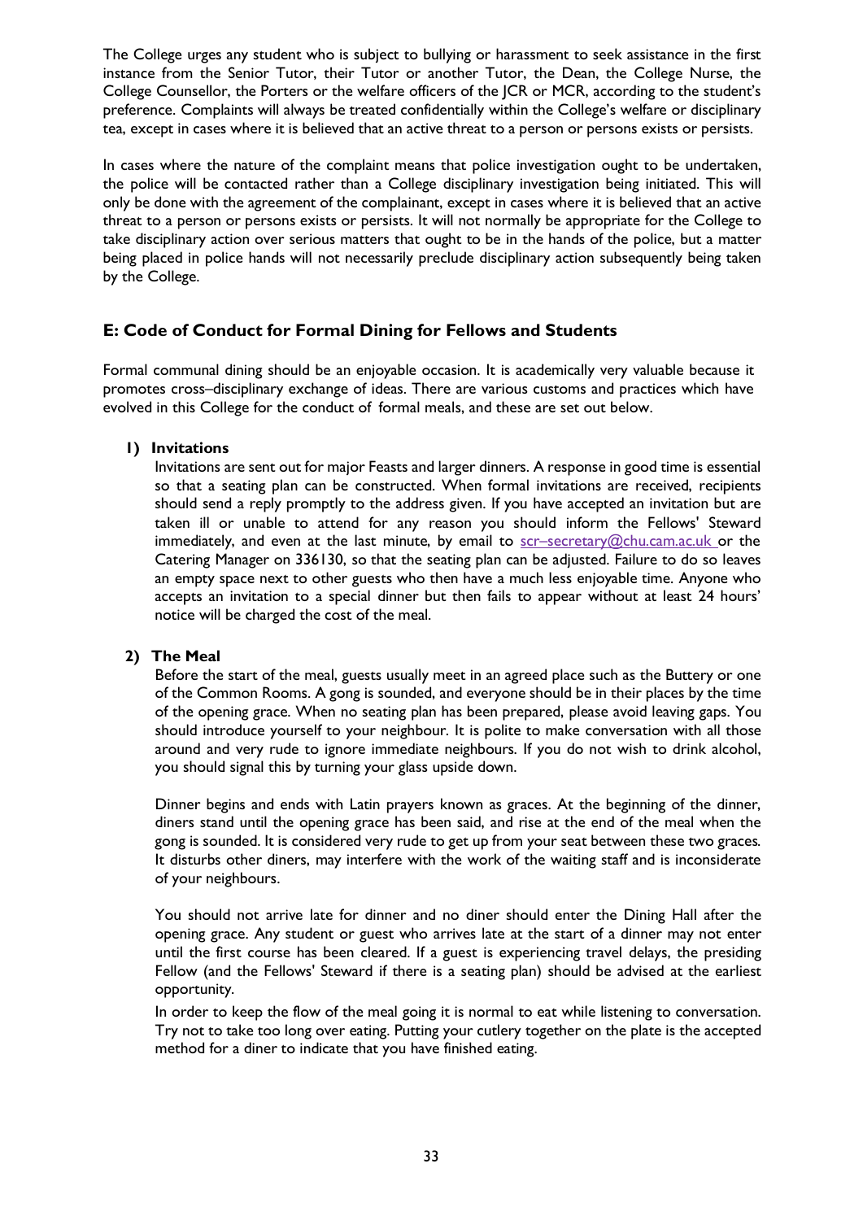The College urges any student who is subject to bullying or harassment to seek assistance in the first instance from the Senior Tutor, their Tutor or another Tutor, the Dean, the College Nurse, the College Counsellor, the Porters or the welfare officers of the JCR or MCR, according to the student's preference. Complaints will always be treated confidentially within the College's welfare or disciplinary tea, except in cases where it is believed that an active threat to a person or persons exists or persists.

In cases where the nature of the complaint means that police investigation ought to be undertaken, the police will be contacted rather than a College disciplinary investigation being initiated. This will only be done with the agreement of the complainant, except in cases where it is believed that an active threat to a person or persons exists or persists. It will not normally be appropriate for the College to take disciplinary action over serious matters that ought to be in the hands of the police, but a matter being placed in police hands will not necessarily preclude disciplinary action subsequently being taken by the College.

## E: Code of Conduct for Formal Dining for Fellows and Students

Formal communal dining should be an enjoyable occasion. It is academically very valuable because it promotes cross–disciplinary exchange of ideas. There are various customs and practices which have evolved in this College for the conduct of formal meals, and these are set out below.

### 1) Invitations

Invitations are sent out for major Feasts and larger dinners. A response in good time is essential so that a seating plan can be constructed. When formal invitations are received, recipients should send a reply promptly to the address given. If you have accepted an invitation but are taken ill or unable to attend for any reason you should inform the Fellows' Steward immediately, and even at the last minute, by email to scr–secretary@chu.cam.ac.uk or the Catering Manager on 336130, so that the seating plan can be adjusted. Failure to do so leaves an empty space next to other guests who then have a much less enjoyable time. Anyone who accepts an invitation to a special dinner but then fails to appear without at least 24 hours' notice will be charged the cost of the meal.

### 2) The Meal

Before the start of the meal, guests usually meet in an agreed place such as the Buttery or one of the Common Rooms. A gong is sounded, and everyone should be in their places by the time of the opening grace. When no seating plan has been prepared, please avoid leaving gaps. You should introduce yourself to your neighbour. It is polite to make conversation with all those around and very rude to ignore immediate neighbours. If you do not wish to drink alcohol, you should signal this by turning your glass upside down.

Dinner begins and ends with Latin prayers known as graces. At the beginning of the dinner, diners stand until the opening grace has been said, and rise at the end of the meal when the gong is sounded. It is considered very rude to get up from your seat between these two graces. It disturbs other diners, may interfere with the work of the waiting staff and is inconsiderate of your neighbours.

You should not arrive late for dinner and no diner should enter the Dining Hall after the opening grace. Any student or guest who arrives late at the start of a dinner may not enter until the first course has been cleared. If a guest is experiencing travel delays, the presiding Fellow (and the Fellows' Steward if there is a seating plan) should be advised at the earliest opportunity.

In order to keep the flow of the meal going it is normal to eat while listening to conversation. Try not to take too long over eating. Putting your cutlery together on the plate is the accepted method for a diner to indicate that you have finished eating.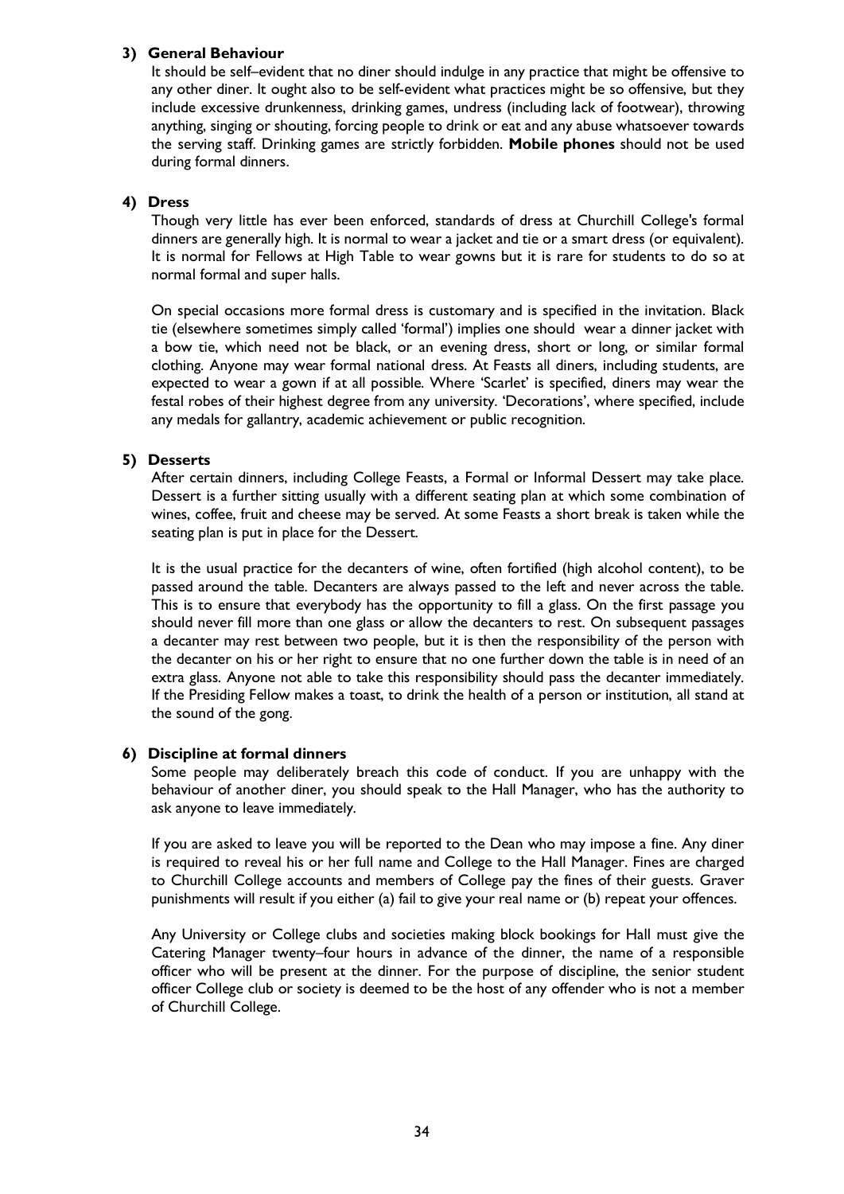### 3) General Behaviour

It should be self–evident that no diner should indulge in any practice that might be offensive to any other diner. It ought also to be self-evident what practices might be so offensive, but they include excessive drunkenness, drinking games, undress (including lack of footwear), throwing anything, singing or shouting, forcing people to drink or eat and any abuse whatsoever towards the serving staff. Drinking games are strictly forbidden. **Mobile phones** should not be used during formal dinners.

### 4) Dress

Though very little has ever been enforced, standards of dress at Churchill College's formal dinners are generally high. It is normal to wear a jacket and tie or a smart dress (or equivalent). It is normal for Fellows at High Table to wear gowns but it is rare for students to do so at normal formal and super halls.

On special occasions more formal dress is customary and is specified in the invitation. Black tie (elsewhere sometimes simply called 'formal') implies one should wear a dinner jacket with a bow tie, which need not be black, or an evening dress, short or long, or similar formal clothing. Anyone may wear formal national dress. At Feasts all diners, including students, are expected to wear a gown if at all possible. Where 'Scarlet' is specified, diners may wear the festal robes of their highest degree from any university. 'Decorations', where specified, include any medals for gallantry, academic achievement or public recognition.

### 5) Desserts

After certain dinners, including College Feasts, a Formal or Informal Dessert may take place. Dessert is a further sitting usually with a different seating plan at which some combination of wines, coffee, fruit and cheese may be served. At some Feasts a short break is taken while the seating plan is put in place for the Dessert.

It is the usual practice for the decanters of wine, often fortified (high alcohol content), to be passed around the table. Decanters are always passed to the left and never across the table. This is to ensure that everybody has the opportunity to fill a glass. On the first passage you should never fill more than one glass or allow the decanters to rest. On subsequent passages a decanter may rest between two people, but it is then the responsibility of the person with the decanter on his or her right to ensure that no one further down the table is in need of an extra glass. Anyone not able to take this responsibility should pass the decanter immediately. If the Presiding Fellow makes a toast, to drink the health of a person or institution, all stand at the sound of the gong.

### 6) Discipline at formal dinners

Some people may deliberately breach this code of conduct. If you are unhappy with the behaviour of another diner, you should speak to the Hall Manager, who has the authority to ask anyone to leave immediately.

If you are asked to leave you will be reported to the Dean who may impose a fine. Any diner is required to reveal his or her full name and College to the Hall Manager. Fines are charged to Churchill College accounts and members of College pay the fines of their guests. Graver punishments will result if you either (a) fail to give your real name or (b) repeat your offences.

Any University or College clubs and societies making block bookings for Hall must give the Catering Manager twenty–four hours in advance of the dinner, the name of a responsible officer who will be present at the dinner. For the purpose of discipline, the senior student officer College club or society is deemed to be the host of any offender who is not a member of Churchill College.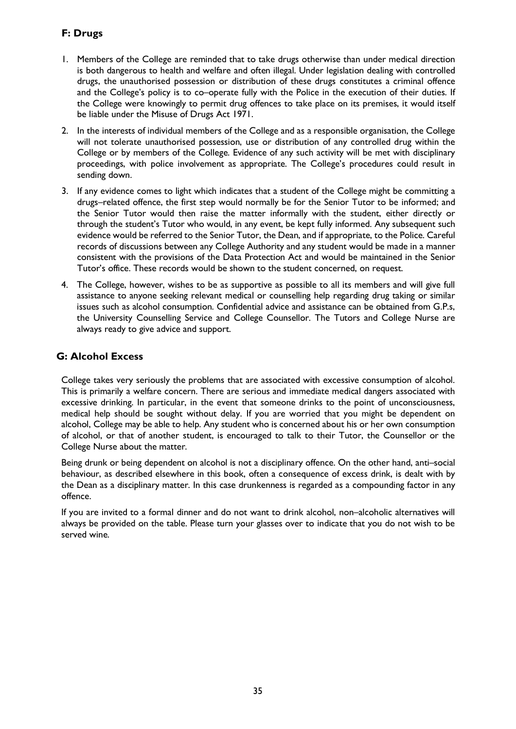## F: Drugs

1. Members of the College are reminded that to take drugs otherwise than under medical direction is both dangerous to health and welfare and often illegal. Under legislation dealing with controlled drugs, the unauthorised possession or distribution of these drugs constitutes a criminal offence and the College's policy is to co–operate fully with the Police in the execution of their duties. If the College were knowingly to permit drug offences to take place on its premises, it would itself be liable under the Misuse of Drugs Act 1971.
2. In the interests of individual members of the College and as a responsible organisation, the College will not tolerate unauthorised possession, use or distribution of any controlled drug within the College or by members of the College. Evidence of any such activity will be met with disciplinary proceedings, with police involvement as appropriate. The College's procedures could result in sending down.
3. If any evidence comes to light which indicates that a student of the College might be committing a drugs–related offence, the first step would normally be for the Senior Tutor to be informed; and the Senior Tutor would then raise the matter informally with the student, either directly or through the student's Tutor who would, in any event, be kept fully informed. Any subsequent such evidence would be referred to the Senior Tutor, the Dean, and if appropriate, to the Police. Careful records of discussions between any College Authority and any student would be made in a manner consistent with the provisions of the Data Protection Act and would be maintained in the Senior Tutor's office. These records would be shown to the student concerned, on request.
4. The College, however, wishes to be as supportive as possible to all its members and will give full assistance to anyone seeking relevant medical or counselling help regarding drug taking or similar issues such as alcohol consumption. Confidential advice and assistance can be obtained from G.P.s, the University Counselling Service and College Counsellor. The Tutors and College Nurse are always ready to give advice and support.

## G: Alcohol Excess

College takes very seriously the problems that are associated with excessive consumption of alcohol. This is primarily a welfare concern. There are serious and immediate medical dangers associated with excessive drinking. In particular, in the event that someone drinks to the point of unconsciousness, medical help should be sought without delay. If you are worried that you might be dependent on alcohol, College may be able to help. Any student who is concerned about his or her own consumption of alcohol, or that of another student, is encouraged to talk to their Tutor, the Counsellor or the College Nurse about the matter.

Being drunk or being dependent on alcohol is not a disciplinary offence. On the other hand, anti–social behaviour, as described elsewhere in this book, often a consequence of excess drink, is dealt with by the Dean as a disciplinary matter. In this case drunkenness is regarded as a compounding factor in any offence.

If you are invited to a formal dinner and do not want to drink alcohol, non–alcoholic alternatives will always be provided on the table. Please turn your glasses over to indicate that you do not wish to be served wine.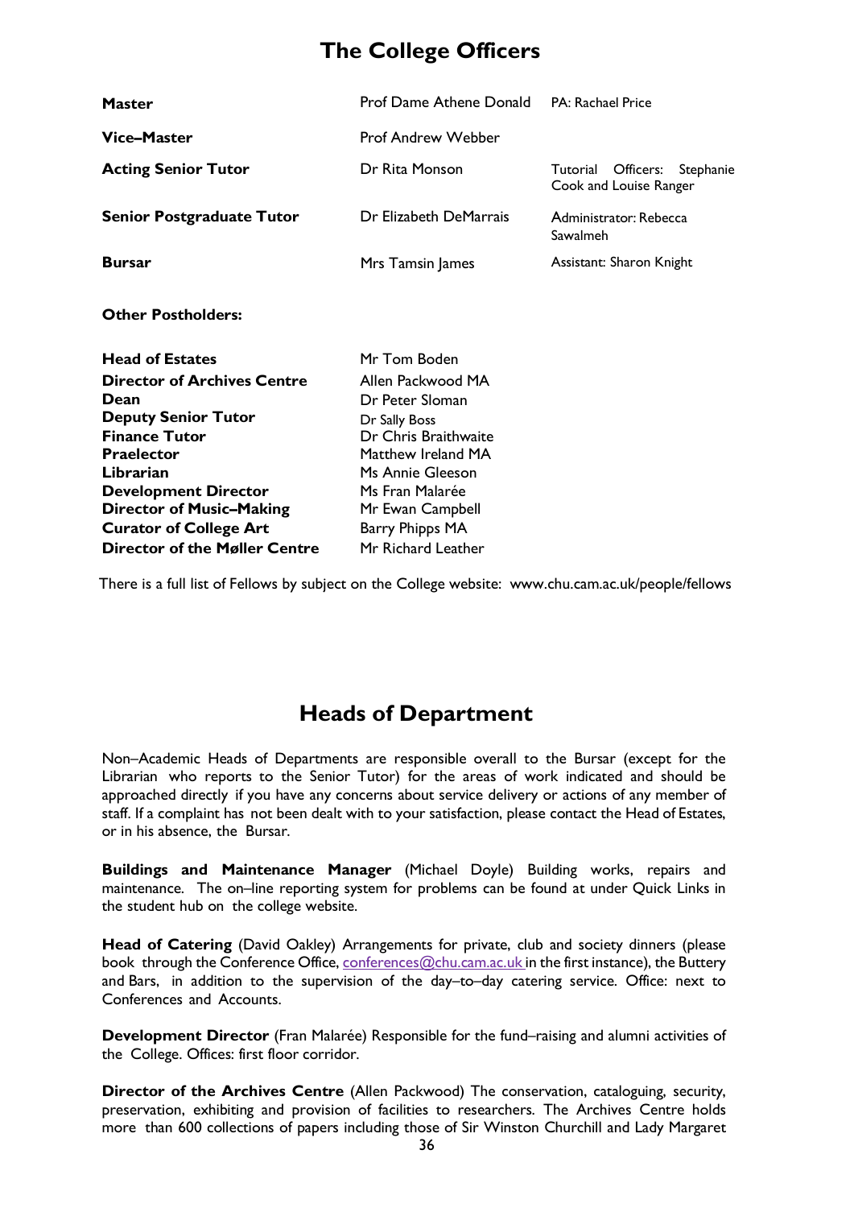# The College Officers

| | | |
|---|---|---|
| **Master** | Prof Dame Athene Donald | PA: Rachael Price |
| **Vice–Master** | Prof Andrew Webber | |
| **Acting Senior Tutor** | Dr Rita Monson | Tutorial Officers: Stephanie Cook and Louise Ranger |
| **Senior Postgraduate Tutor** | Dr Elizabeth DeMarrais | Administrator: Rebecca Sawalmeh |
| **Bursar** | Mrs Tamsin James | Assistant: Sharon Knight |

**Other Postholders:**

| | |
|---|---|
| **Head of Estates** | Mr Tom Boden |
| **Director of Archives Centre** | Allen Packwood MA |
| **Dean** | Dr Peter Sloman |
| **Deputy Senior Tutor** | Dr Sally Boss |
| **Finance Tutor** | Dr Chris Braithwaite |
| **Praelector** | Matthew Ireland MA |
| **Librarian** | Ms Annie Gleeson |
| **Development Director** | Ms Fran Malarée |
| **Director of Music–Making** | Mr Ewan Campbell |
| **Curator of College Art** | Barry Phipps MA |
| **Director of the Møller Centre** | Mr Richard Leather |

There is a full list of Fellows by subject on the College website: www.chu.cam.ac.uk/people/fellows

# Heads of Department

Non–Academic Heads of Departments are responsible overall to the Bursar (except for the Librarian who reports to the Senior Tutor) for the areas of work indicated and should be approached directly if you have any concerns about service delivery or actions of any member of staff. If a complaint has not been dealt with to your satisfaction, please contact the Head of Estates, or in his absence, the Bursar.

**Buildings and Maintenance Manager** (Michael Doyle) Building works, repairs and maintenance. The on–line reporting system for problems can be found at under Quick Links in the student hub on the college website.

**Head of Catering** (David Oakley) Arrangements for private, club and society dinners (please book through the Conference Office, conferences@chu.cam.ac.uk in the first instance), the Buttery and Bars, in addition to the supervision of the day–to–day catering service. Office: next to Conferences and Accounts.

**Development Director** (Fran Malarée) Responsible for the fund–raising and alumni activities of the College. Offices: first floor corridor.

**Director of the Archives Centre** (Allen Packwood) The conservation, cataloguing, security, preservation, exhibiting and provision of facilities to researchers. The Archives Centre holds more than 600 collections of papers including those of Sir Winston Churchill and Lady Margaret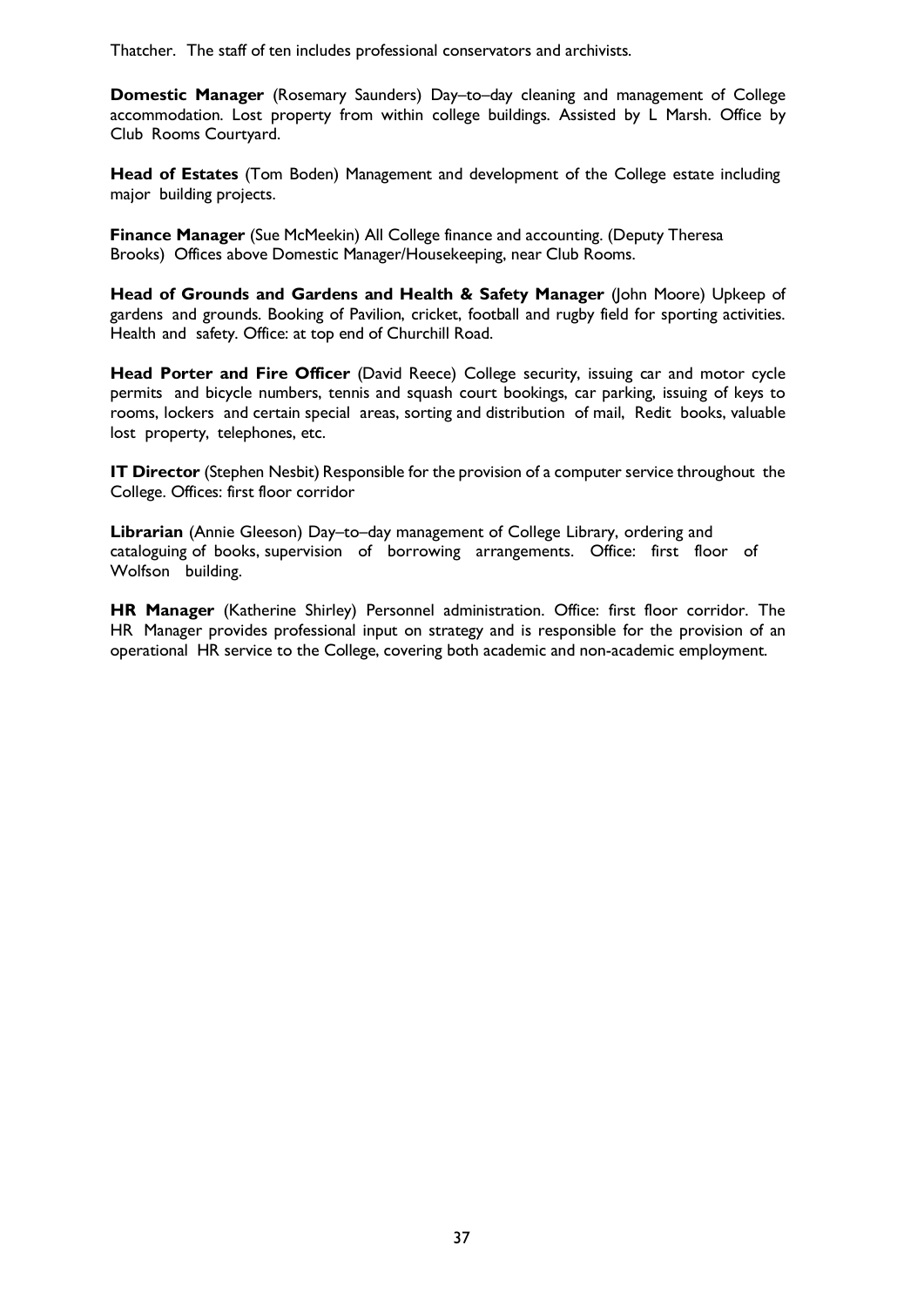Thatcher. The staff of ten includes professional conservators and archivists.

**Domestic Manager** (Rosemary Saunders) Day–to–day cleaning and management of College accommodation. Lost property from within college buildings. Assisted by L Marsh. Office by Club Rooms Courtyard.

**Head of Estates** (Tom Boden) Management and development of the College estate including major building projects.

**Finance Manager** (Sue McMeekin) All College finance and accounting. (Deputy Theresa Brooks) Offices above Domestic Manager/Housekeeping, near Club Rooms.

**Head of Grounds and Gardens and Health & Safety Manager** (John Moore) Upkeep of gardens and grounds. Booking of Pavilion, cricket, football and rugby field for sporting activities. Health and safety. Office: at top end of Churchill Road.

**Head Porter and Fire Officer** (David Reece) College security, issuing car and motor cycle permits and bicycle numbers, tennis and squash court bookings, car parking, issuing of keys to rooms, lockers and certain special areas, sorting and distribution of mail, Redit books, valuable lost property, telephones, etc.

**IT Director** (Stephen Nesbit) Responsible for the provision of a computer service throughout the College. Offices: first floor corridor

**Librarian** (Annie Gleeson) Day–to–day management of College Library, ordering and cataloguing of books, supervision of borrowing arrangements. Office: first floor of Wolfson building.

**HR Manager** (Katherine Shirley) Personnel administration. Office: first floor corridor. The HR Manager provides professional input on strategy and is responsible for the provision of an operational HR service to the College, covering both academic and non-academic employment.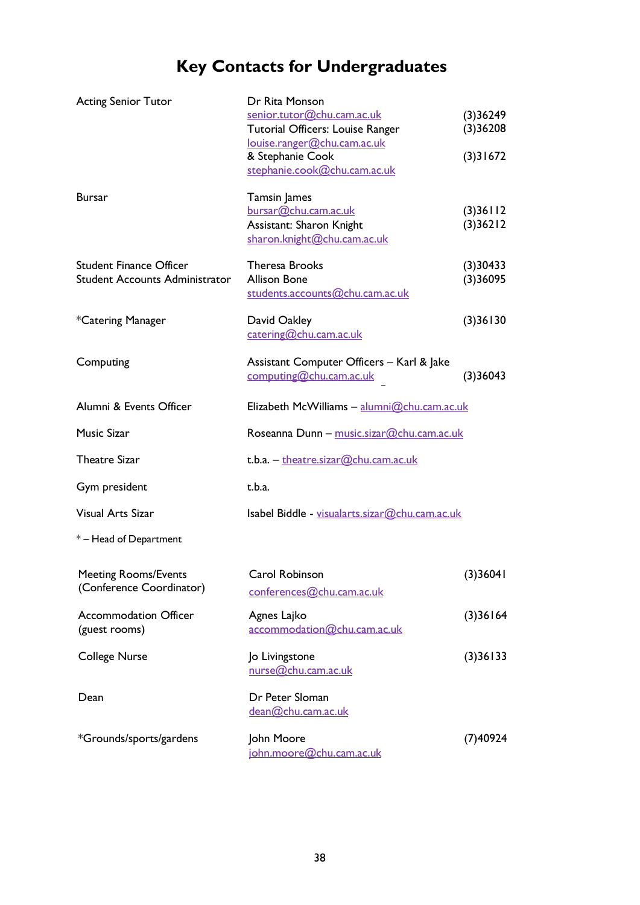# Key Contacts for Undergraduates

| | | |
|---|---|---|
| Acting Senior Tutor | Dr Rita Monson<br>senior.tutor@chu.cam.ac.uk<br>Tutorial Officers: Louise Ranger<br>louise.ranger@chu.cam.ac.uk<br>& Stephanie Cook<br>stephanie.cook@chu.cam.ac.uk | (3)36249<br>(3)36208<br><br>(3)31672 |
| Bursar | Tamsin James<br>bursar@chu.cam.ac.uk<br>Assistant: Sharon Knight<br>sharon.knight@chu.cam.ac.uk | (3)36112<br>(3)36212 |
| Student Finance Officer<br>Student Accounts Administrator | Theresa Brooks<br>Allison Bone<br>students.accounts@chu.cam.ac.uk | (3)30433<br>(3)36095 |
| *Catering Manager | David Oakley<br>catering@chu.cam.ac.uk | (3)36130 |
| Computing | Assistant Computer Officers – Karl & Jake<br>computing@chu.cam.ac.uk | (3)36043 |
| Alumni & Events Officer | Elizabeth McWilliams – alumni@chu.cam.ac.uk | |
| Music Sizar | Roseanna Dunn – music.sizar@chu.cam.ac.uk | |
| Theatre Sizar | t.b.a. – theatre.sizar@chu.cam.ac.uk | |
| Gym president | t.b.a. | |
| Visual Arts Sizar | Isabel Biddle - visualarts.sizar@chu.cam.ac.uk | |

* – Head of Department

| | | |
|---|---|---|
| Meeting Rooms/Events<br>(Conference Coordinator) | Carol Robinson<br>conferences@chu.cam.ac.uk | (3)36041 |
| Accommodation Officer<br>(guest rooms) | Agnes Lajko<br>accommodation@chu.cam.ac.uk | (3)36164 |
| College Nurse | Jo Livingstone<br>nurse@chu.cam.ac.uk | (3)36133 |
| Dean | Dr Peter Sloman<br>dean@chu.cam.ac.uk | |
| *Grounds/sports/gardens | John Moore<br>john.moore@chu.cam.ac.uk | (7)40924 |